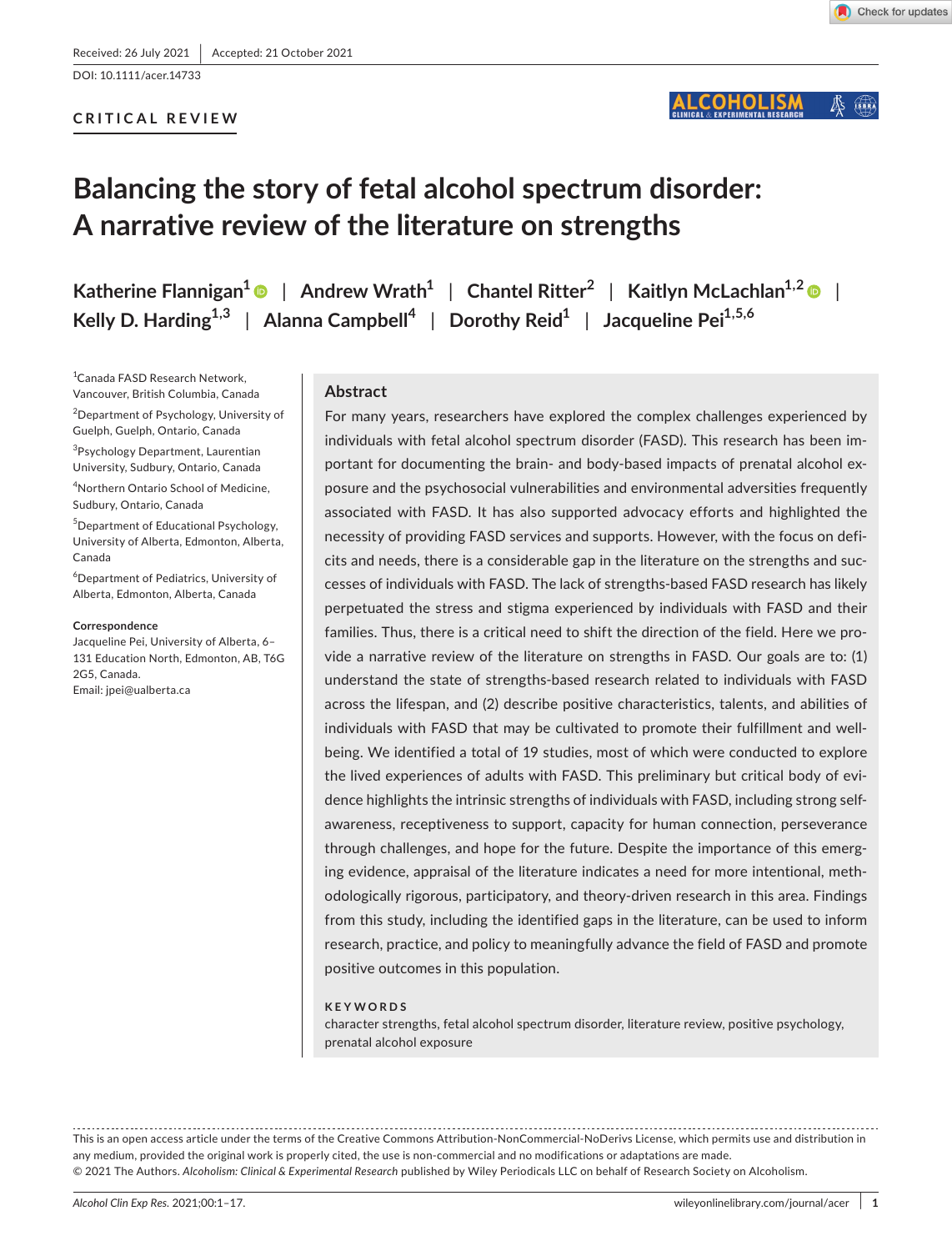Received: 26 July 2021 | Accepted: 21 October 2021

DOI: 10.1111/acer.14733

CRITICAL REVIEW

# Balancing the story of fetal alcohol spectrum disorder: A narrative review of the literature on strengths

Katherine Flannigan[1] | Andrew Wrath[1] | Chantel Ritter[2] | Kaitlyn McLachlan[1,2] | Kelly D. Harding[1,3] | Alanna Campbell[4] | Dorothy Reid[1] | Jacqueline Pei[1,5,6]

[1]Canada FASD Research Network, Vancouver, British Columbia, Canada

[2]Department of Psychology, University of Guelph, Guelph, Ontario, Canada

[3]Psychology Department, Laurentian University, Sudbury, Ontario, Canada

[4]Northern Ontario School of Medicine, Sudbury, Ontario, Canada

[5]Department of Educational Psychology, University of Alberta, Edmonton, Alberta, Canada

[6]Department of Pediatrics, University of Alberta, Edmonton, Alberta, Canada

**Correspondence**
Jacqueline Pei, University of Alberta, 6–131 Education North, Edmonton, AB, T6G 2G5, Canada.
Email: jpei@ualberta.ca

## Abstract

For many years, researchers have explored the complex challenges experienced by individuals with fetal alcohol spectrum disorder (FASD). This research has been important for documenting the brain- and body-based impacts of prenatal alcohol exposure and the psychosocial vulnerabilities and environmental adversities frequently associated with FASD. It has also supported advocacy efforts and highlighted the necessity of providing FASD services and supports. However, with the focus on deficits and needs, there is a considerable gap in the literature on the strengths and successes of individuals with FASD. The lack of strengths-based FASD research has likely perpetuated the stress and stigma experienced by individuals with FASD and their families. Thus, there is a critical need to shift the direction of the field. Here we provide a narrative review of the literature on strengths in FASD. Our goals are to: (1) understand the state of strengths-based research related to individuals with FASD across the lifespan, and (2) describe positive characteristics, talents, and abilities of individuals with FASD that may be cultivated to promote their fulfillment and well-being. We identified a total of 19 studies, most of which were conducted to explore the lived experiences of adults with FASD. This preliminary but critical body of evidence highlights the intrinsic strengths of individuals with FASD, including strong self-awareness, receptiveness to support, capacity for human connection, perseverance through challenges, and hope for the future. Despite the importance of this emerging evidence, appraisal of the literature indicates a need for more intentional, methodologically rigorous, participatory, and theory-driven research in this area. Findings from this study, including the identified gaps in the literature, can be used to inform research, practice, and policy to meaningfully advance the field of FASD and promote positive outcomes in this population.

**KEYWORDS**
character strengths, fetal alcohol spectrum disorder, literature review, positive psychology, prenatal alcohol exposure

This is an open access article under the terms of the Creative Commons Attribution-NonCommercial-NoDerivs License, which permits use and distribution in any medium, provided the original work is properly cited, the use is non-commercial and no modifications or adaptations are made.
© 2021 The Authors. *Alcoholism: Clinical & Experimental Research* published by Wiley Periodicals LLC on behalf of Research Society on Alcoholism.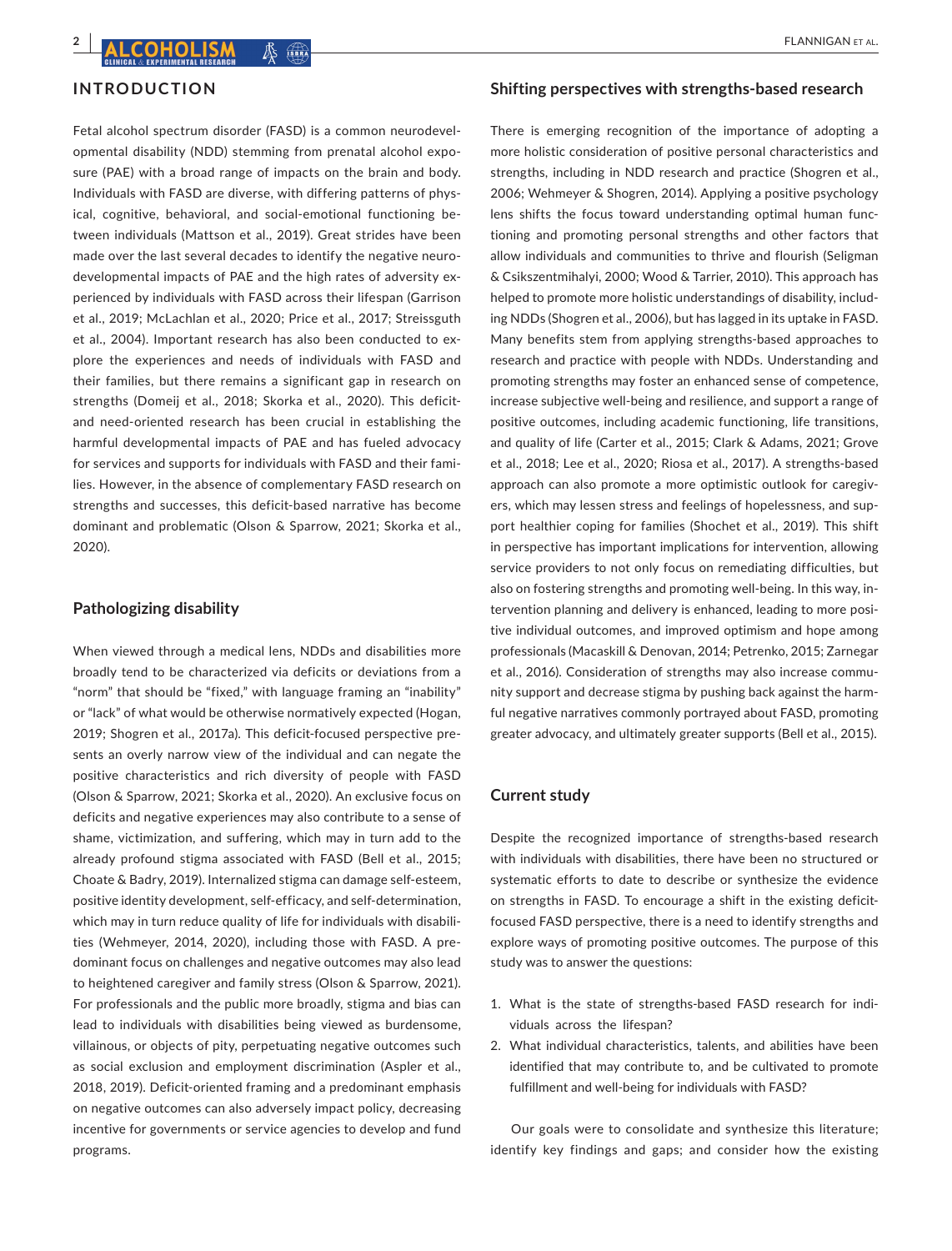## INTRODUCTION

Fetal alcohol spectrum disorder (FASD) is a common neurodevelopmental disability (NDD) stemming from prenatal alcohol exposure (PAE) with a broad range of impacts on the brain and body. Individuals with FASD are diverse, with differing patterns of physical, cognitive, behavioral, and social-emotional functioning between individuals (Mattson et al., 2019). Great strides have been made over the last several decades to identify the negative neurodevelopmental impacts of PAE and the high rates of adversity experienced by individuals with FASD across their lifespan (Garrison et al., 2019; McLachlan et al., 2020; Price et al., 2017; Streissguth et al., 2004). Important research has also been conducted to explore the experiences and needs of individuals with FASD and their families, but there remains a significant gap in research on strengths (Domeij et al., 2018; Skorka et al., 2020). This deficit- and need-oriented research has been crucial in establishing the harmful developmental impacts of PAE and has fueled advocacy for services and supports for individuals with FASD and their families. However, in the absence of complementary FASD research on strengths and successes, this deficit-based narrative has become dominant and problematic (Olson & Sparrow, 2021; Skorka et al., 2020).

### Pathologizing disability

When viewed through a medical lens, NDDs and disabilities more broadly tend to be characterized via deficits or deviations from a "norm" that should be "fixed," with language framing an "inability" or "lack" of what would be otherwise normatively expected (Hogan, 2019; Shogren et al., 2017a). This deficit-focused perspective presents an overly narrow view of the individual and can negate the positive characteristics and rich diversity of people with FASD (Olson & Sparrow, 2021; Skorka et al., 2020). An exclusive focus on deficits and negative experiences may also contribute to a sense of shame, victimization, and suffering, which may in turn add to the already profound stigma associated with FASD (Bell et al., 2015; Choate & Badry, 2019). Internalized stigma can damage self-esteem, positive identity development, self-efficacy, and self-determination, which may in turn reduce quality of life for individuals with disabilities (Wehmeyer, 2014, 2020), including those with FASD. A predominant focus on challenges and negative outcomes may also lead to heightened caregiver and family stress (Olson & Sparrow, 2021). For professionals and the public more broadly, stigma and bias can lead to individuals with disabilities being viewed as burdensome, villainous, or objects of pity, perpetuating negative outcomes such as social exclusion and employment discrimination (Aspler et al., 2018, 2019). Deficit-oriented framing and a predominant emphasis on negative outcomes can also adversely impact policy, decreasing incentive for governments or service agencies to develop and fund programs.

### Shifting perspectives with strengths-based research

There is emerging recognition of the importance of adopting a more holistic consideration of positive personal characteristics and strengths, including in NDD research and practice (Shogren et al., 2006; Wehmeyer & Shogren, 2014). Applying a positive psychology lens shifts the focus toward understanding optimal human functioning and promoting personal strengths and other factors that allow individuals and communities to thrive and flourish (Seligman & Csikszentmihalyi, 2000; Wood & Tarrier, 2010). This approach has helped to promote more holistic understandings of disability, including NDDs (Shogren et al., 2006), but has lagged in its uptake in FASD. Many benefits stem from applying strengths-based approaches to research and practice with people with NDDs. Understanding and promoting strengths may foster an enhanced sense of competence, increase subjective well-being and resilience, and support a range of positive outcomes, including academic functioning, life transitions, and quality of life (Carter et al., 2015; Clark & Adams, 2021; Grove et al., 2018; Lee et al., 2020; Riosa et al., 2017). A strengths-based approach can also promote a more optimistic outlook for caregivers, which may lessen stress and feelings of hopelessness, and support healthier coping for families (Shochet et al., 2019). This shift in perspective has important implications for intervention, allowing service providers to not only focus on remediating difficulties, but also on fostering strengths and promoting well-being. In this way, intervention planning and delivery is enhanced, leading to more positive individual outcomes, and improved optimism and hope among professionals (Macaskill & Denovan, 2014; Petrenko, 2015; Zarnegar et al., 2016). Consideration of strengths may also increase community support and decrease stigma by pushing back against the harmful negative narratives commonly portrayed about FASD, promoting greater advocacy, and ultimately greater supports (Bell et al., 2015).

### Current study

Despite the recognized importance of strengths-based research with individuals with disabilities, there have been no structured or systematic efforts to date to describe or synthesize the evidence on strengths in FASD. To encourage a shift in the existing deficit-focused FASD perspective, there is a need to identify strengths and explore ways of promoting positive outcomes. The purpose of this study was to answer the questions:

1. What is the state of strengths-based FASD research for individuals across the lifespan?
2. What individual characteristics, talents, and abilities have been identified that may contribute to, and be cultivated to promote fulfillment and well-being for individuals with FASD?

Our goals were to consolidate and synthesize this literature; identify key findings and gaps; and consider how the existing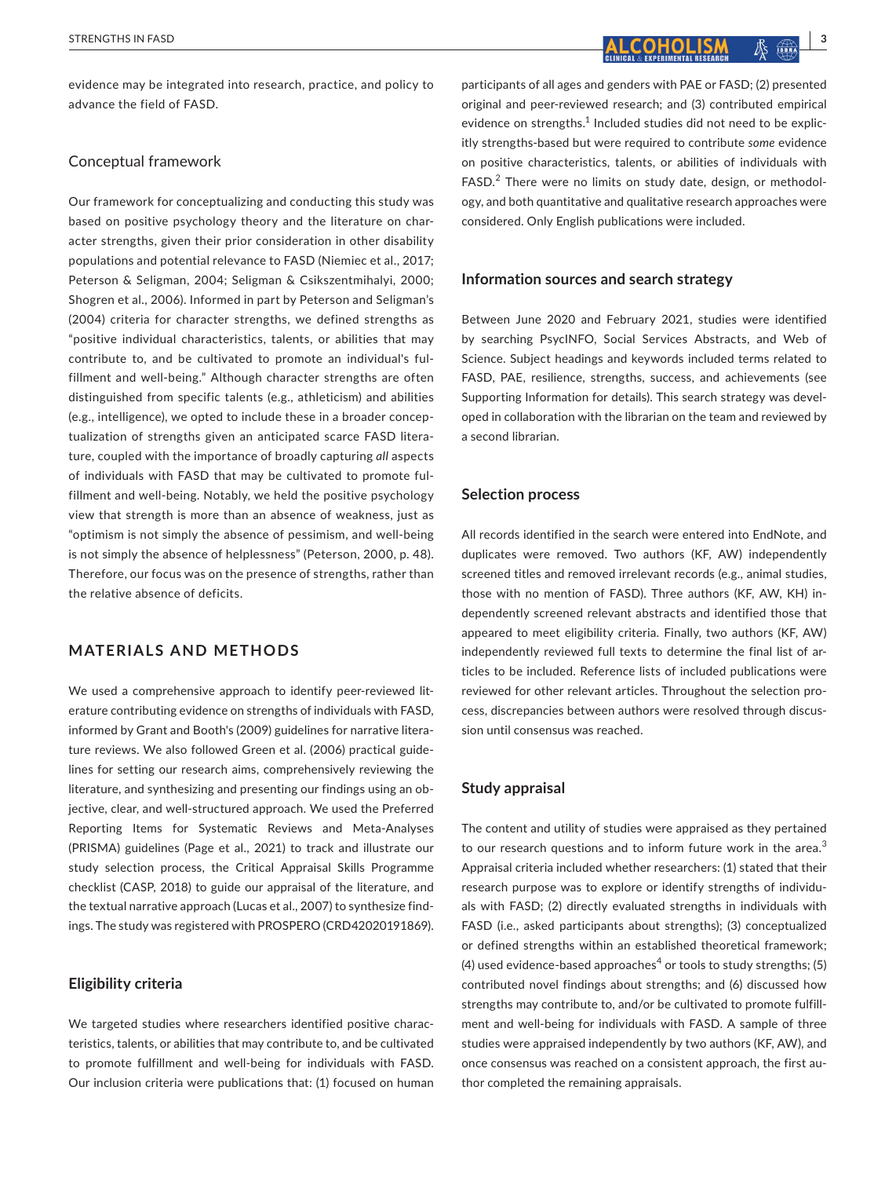evidence may be integrated into research, practice, and policy to advance the field of FASD.

### Conceptual framework

Our framework for conceptualizing and conducting this study was based on positive psychology theory and the literature on character strengths, given their prior consideration in other disability populations and potential relevance to FASD (Niemiec et al., 2017; Peterson & Seligman, 2004; Seligman & Csikszentmihalyi, 2000; Shogren et al., 2006). Informed in part by Peterson and Seligman's (2004) criteria for character strengths, we defined strengths as "positive individual characteristics, talents, or abilities that may contribute to, and be cultivated to promote an individual's fulfillment and well-being." Although character strengths are often distinguished from specific talents (e.g., athleticism) and abilities (e.g., intelligence), we opted to include these in a broader conceptualization of strengths given an anticipated scarce FASD literature, coupled with the importance of broadly capturing *all* aspects of individuals with FASD that may be cultivated to promote fulfillment and well-being. Notably, we held the positive psychology view that strength is more than an absence of weakness, just as "optimism is not simply the absence of pessimism, and well-being is not simply the absence of helplessness" (Peterson, 2000, p. 48). Therefore, our focus was on the presence of strengths, rather than the relative absence of deficits.

## MATERIALS AND METHODS

We used a comprehensive approach to identify peer-reviewed literature contributing evidence on strengths of individuals with FASD, informed by Grant and Booth's (2009) guidelines for narrative literature reviews. We also followed Green et al. (2006) practical guidelines for setting our research aims, comprehensively reviewing the literature, and synthesizing and presenting our findings using an objective, clear, and well-structured approach. We used the Preferred Reporting Items for Systematic Reviews and Meta-Analyses (PRISMA) guidelines (Page et al., 2021) to track and illustrate our study selection process, the Critical Appraisal Skills Programme checklist (CASP, 2018) to guide our appraisal of the literature, and the textual narrative approach (Lucas et al., 2007) to synthesize findings. The study was registered with PROSPERO (CRD42020191869).

### Eligibility criteria

We targeted studies where researchers identified positive characteristics, talents, or abilities that may contribute to, and be cultivated to promote fulfillment and well-being for individuals with FASD. Our inclusion criteria were publications that: (1) focused on human participants of all ages and genders with PAE or FASD; (2) presented original and peer-reviewed research; and (3) contributed empirical evidence on strengths.[1] Included studies did not need to be explicitly strengths-based but were required to contribute *some* evidence on positive characteristics, talents, or abilities of individuals with FASD.[2] There were no limits on study date, design, or methodology, and both quantitative and qualitative research approaches were considered. Only English publications were included.

### Information sources and search strategy

Between June 2020 and February 2021, studies were identified by searching PsycINFO, Social Services Abstracts, and Web of Science. Subject headings and keywords included terms related to FASD, PAE, resilience, strengths, success, and achievements (see Supporting Information for details). This search strategy was developed in collaboration with the librarian on the team and reviewed by a second librarian.

### Selection process

All records identified in the search were entered into EndNote, and duplicates were removed. Two authors (KF, AW) independently screened titles and removed irrelevant records (e.g., animal studies, those with no mention of FASD). Three authors (KF, AW, KH) independently screened relevant abstracts and identified those that appeared to meet eligibility criteria. Finally, two authors (KF, AW) independently reviewed full texts to determine the final list of articles to be included. Reference lists of included publications were reviewed for other relevant articles. Throughout the selection process, discrepancies between authors were resolved through discussion until consensus was reached.

### Study appraisal

The content and utility of studies were appraised as they pertained to our research questions and to inform future work in the area.[3] Appraisal criteria included whether researchers: (1) stated that their research purpose was to explore or identify strengths of individuals with FASD; (2) directly evaluated strengths in individuals with FASD (i.e., asked participants about strengths); (3) conceptualized or defined strengths within an established theoretical framework; (4) used evidence-based approaches[4] or tools to study strengths; (5) contributed novel findings about strengths; and (6) discussed how strengths may contribute to, and/or be cultivated to promote fulfillment and well-being for individuals with FASD. A sample of three studies were appraised independently by two authors (KF, AW), and once consensus was reached on a consistent approach, the first author completed the remaining appraisals.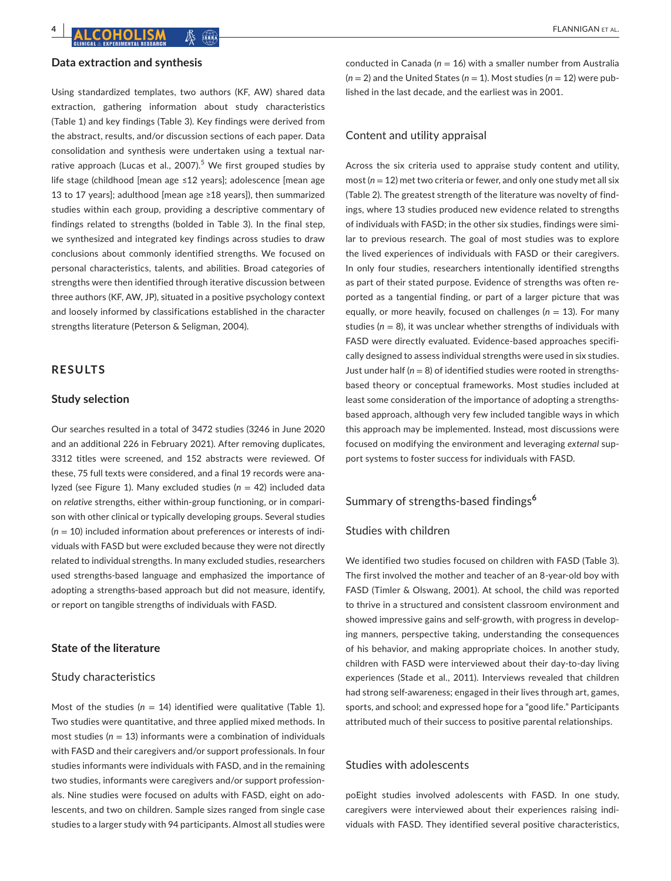## Data extraction and synthesis

Using standardized templates, two authors (KF, AW) shared data extraction, gathering information about study characteristics (Table 1) and key findings (Table 3). Key findings were derived from the abstract, results, and/or discussion sections of each paper. Data consolidation and synthesis were undertaken using a textual narrative approach (Lucas et al., 2007).[5] We first grouped studies by life stage (childhood [mean age ≤12 years]; adolescence [mean age 13 to 17 years]; adulthood [mean age ≥18 years]), then summarized studies within each group, providing a descriptive commentary of findings related to strengths (bolded in Table 3). In the final step, we synthesized and integrated key findings across studies to draw conclusions about commonly identified strengths. We focused on personal characteristics, talents, and abilities. Broad categories of strengths were then identified through iterative discussion between three authors (KF, AW, JP), situated in a positive psychology context and loosely informed by classifications established in the character strengths literature (Peterson & Seligman, 2004).

# RESULTS

## Study selection

Our searches resulted in a total of 3472 studies (3246 in June 2020 and an additional 226 in February 2021). After removing duplicates, 3312 titles were screened, and 152 abstracts were reviewed. Of these, 75 full texts were considered, and a final 19 records were analyzed (see Figure 1). Many excluded studies ($n$ = 42) included data on *relative* strengths, either within-group functioning, or in comparison with other clinical or typically developing groups. Several studies ($n$ = 10) included information about preferences or interests of individuals with FASD but were excluded because they were not directly related to individual strengths. In many excluded studies, researchers used strengths-based language and emphasized the importance of adopting a strengths-based approach but did not measure, identify, or report on tangible strengths of individuals with FASD.

## State of the literature

### Study characteristics

Most of the studies ($n$ = 14) identified were qualitative (Table 1). Two studies were quantitative, and three applied mixed methods. In most studies ($n$ = 13) informants were a combination of individuals with FASD and their caregivers and/or support professionals. In four studies informants were individuals with FASD, and in the remaining two studies, informants were caregivers and/or support professionals. Nine studies were focused on adults with FASD, eight on adolescents, and two on children. Sample sizes ranged from single case studies to a larger study with 94 participants. Almost all studies were conducted in Canada ($n$ = 16) with a smaller number from Australia ($n$ = 2) and the United States ($n$ = 1). Most studies ($n$ = 12) were published in the last decade, and the earliest was in 2001.

### Content and utility appraisal

Across the six criteria used to appraise study content and utility, most ($n$ = 12) met two criteria or fewer, and only one study met all six (Table 2). The greatest strength of the literature was novelty of findings, where 13 studies produced new evidence related to strengths of individuals with FASD; in the other six studies, findings were similar to previous research. The goal of most studies was to explore the lived experiences of individuals with FASD or their caregivers. In only four studies, researchers intentionally identified strengths as part of their stated purpose. Evidence of strengths was often reported as a tangential finding, or part of a larger picture that was equally, or more heavily, focused on challenges ($n$ = 13). For many studies ($n$ = 8), it was unclear whether strengths of individuals with FASD were directly evaluated. Evidence-based approaches specifically designed to assess individual strengths were used in six studies. Just under half ($n$ = 8) of identified studies were rooted in strengths-based theory or conceptual frameworks. Most studies included at least some consideration of the importance of adopting a strengths-based approach, although very few included tangible ways in which this approach may be implemented. Instead, most discussions were focused on modifying the environment and leveraging *external* support systems to foster success for individuals with FASD.

## Summary of strengths-based findings[6]

### Studies with children

We identified two studies focused on children with FASD (Table 3). The first involved the mother and teacher of an 8-year-old boy with FASD (Timler & Olswang, 2001). At school, the child was reported to thrive in a structured and consistent classroom environment and showed impressive gains and self-growth, with progress in developing manners, perspective taking, understanding the consequences of his behavior, and making appropriate choices. In another study, children with FASD were interviewed about their day-to-day living experiences (Stade et al., 2011). Interviews revealed that children had strong self-awareness; engaged in their lives through art, games, sports, and school; and expressed hope for a "good life." Participants attributed much of their success to positive parental relationships.

### Studies with adolescents

poEight studies involved adolescents with FASD. In one study, caregivers were interviewed about their experiences raising individuals with FASD. They identified several positive characteristics,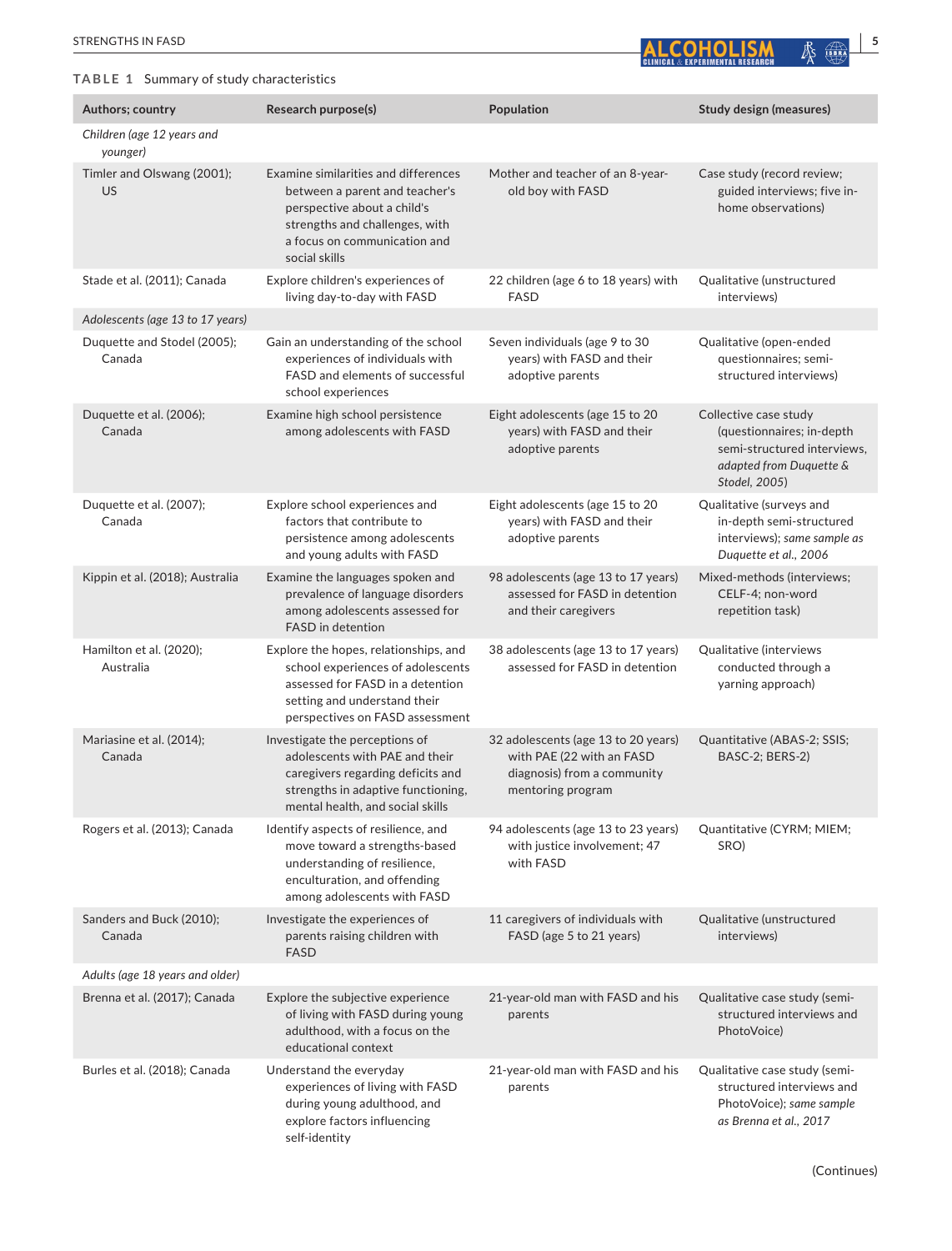**TABLE 1** Summary of study characteristics

| Authors; country | Research purpose(s) | Population | Study design (measures) |
|---|---|---|---|
| *Children (age 12 years and younger)* | | | |
| Timler and Olswang (2001); US | Examine similarities and differences between a parent and teacher's perspective about a child's strengths and challenges, with a focus on communication and social skills | Mother and teacher of an 8-year-old boy with FASD | Case study (record review; guided interviews; five in-home observations) |
| Stade et al. (2011); Canada | Explore children's experiences of living day-to-day with FASD | 22 children (age 6 to 18 years) with FASD | Qualitative (unstructured interviews) |
| *Adolescents (age 13 to 17 years)* | | | |
| Duquette and Stodel (2005); Canada | Gain an understanding of the school experiences of individuals with FASD and elements of successful school experiences | Seven individuals (age 9 to 30 years) with FASD and their adoptive parents | Qualitative (open-ended questionnaires; semi-structured interviews) |
| Duquette et al. (2006); Canada | Examine high school persistence among adolescents with FASD | Eight adolescents (age 15 to 20 years) with FASD and their adoptive parents | Collective case study (questionnaires; in-depth semi-structured interviews, *adapted from Duquette & Stodel, 2005*) |
| Duquette et al. (2007); Canada | Explore school experiences and factors that contribute to persistence among adolescents and young adults with FASD | Eight adolescents (age 15 to 20 years) with FASD and their adoptive parents | Qualitative (surveys and in-depth semi-structured interviews); *same sample as Duquette et al., 2006* |
| Kippin et al. (2018); Australia | Examine the languages spoken and prevalence of language disorders among adolescents assessed for FASD in detention | 98 adolescents (age 13 to 17 years) assessed for FASD in detention and their caregivers | Mixed-methods (interviews; CELF-4; non-word repetition task) |
| Hamilton et al. (2020); Australia | Explore the hopes, relationships, and school experiences of adolescents assessed for FASD in a detention setting and understand their perspectives on FASD assessment | 38 adolescents (age 13 to 17 years) assessed for FASD in detention | Qualitative (interviews conducted through a yarning approach) |
| Mariasine et al. (2014); Canada | Investigate the perceptions of adolescents with PAE and their caregivers regarding deficits and strengths in adaptive functioning, mental health, and social skills | 32 adolescents (age 13 to 20 years) with PAE (22 with an FASD diagnosis) from a community mentoring program | Quantitative (ABAS-2; SSIS; BASC-2; BERS-2) |
| Rogers et al. (2013); Canada | Identify aspects of resilience, and move toward a strengths-based understanding of resilience, enculturation, and offending among adolescents with FASD | 94 adolescents (age 13 to 23 years) with justice involvement; 47 with FASD | Quantitative (CYRM; MIEM; SRO) |
| Sanders and Buck (2010); Canada | Investigate the experiences of parents raising children with FASD | 11 caregivers of individuals with FASD (age 5 to 21 years) | Qualitative (unstructured interviews) |
| *Adults (age 18 years and older)* | | | |
| Brenna et al. (2017); Canada | Explore the subjective experience of living with FASD during young adulthood, with a focus on the educational context | 21-year-old man with FASD and his parents | Qualitative case study (semi-structured interviews and PhotoVoice) |
| Burles et al. (2018); Canada | Understand the everyday experiences of living with FASD during young adulthood, and explore factors influencing self-identity | 21-year-old man with FASD and his parents | Qualitative case study (semi-structured interviews and PhotoVoice); *same sample as Brenna et al., 2017* |

(Continues)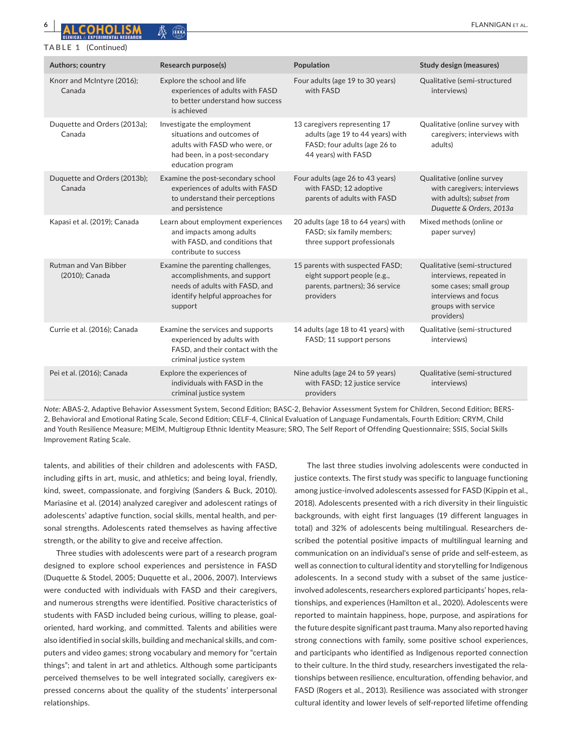**TABLE 1** (Continued)

| Authors; country | Research purpose(s) | Population | Study design (measures) |
|---|---|---|---|
| Knorr and McIntyre (2016); Canada | Explore the school and life experiences of adults with FASD to better understand how success is achieved | Four adults (age 19 to 30 years) with FASD | Qualitative (semi-structured interviews) |
| Duquette and Orders (2013a); Canada | Investigate the employment situations and outcomes of adults with FASD who were, or had been, in a post-secondary education program | 13 caregivers representing 17 adults (age 19 to 44 years) with FASD; four adults (age 26 to 44 years) with FASD | Qualitative (online survey with caregivers; interviews with adults) |
| Duquette and Orders (2013b); Canada | Examine the post-secondary school experiences of adults with FASD to understand their perceptions and persistence | Four adults (age 26 to 43 years) with FASD; 12 adoptive parents of adults with FASD | Qualitative (online survey with caregivers; interviews with adults); *subset from Duquette & Orders, 2013a* |
| Kapasi et al. (2019); Canada | Learn about employment experiences and impacts among adults with FASD, and conditions that contribute to success | 20 adults (age 18 to 64 years) with FASD; six family members; three support professionals | Mixed methods (online or paper survey) |
| Rutman and Van Bibber (2010); Canada | Examine the parenting challenges, accomplishments, and support needs of adults with FASD, and identify helpful approaches for support | 15 parents with suspected FASD; eight support people (e.g., parents, partners); 36 service providers | Qualitative (semi-structured interviews, repeated in some cases; small group interviews and focus groups with service providers) |
| Currie et al. (2016); Canada | Examine the services and supports experienced by adults with FASD, and their contact with the criminal justice system | 14 adults (age 18 to 41 years) with FASD; 11 support persons | Qualitative (semi-structured interviews) |
| Pei et al. (2016); Canada | Explore the experiences of individuals with FASD in the criminal justice system | Nine adults (age 24 to 59 years) with FASD; 12 justice service providers | Qualitative (semi-structured interviews) |

*Note:* ABAS-2, Adaptive Behavior Assessment System, Second Edition; BASC-2, Behavior Assessment System for Children, Second Edition; BERS-2, Behavioral and Emotional Rating Scale, Second Edition; CELF-4, Clinical Evaluation of Language Fundamentals, Fourth Edition; CRYM, Child and Youth Resilience Measure; MEIM, Multigroup Ethnic Identity Measure; SRO, The Self Report of Offending Questionnaire; SSIS, Social Skills Improvement Rating Scale.

talents, and abilities of their children and adolescents with FASD, including gifts in art, music, and athletics; and being loyal, friendly, kind, sweet, compassionate, and forgiving (Sanders & Buck, 2010). Mariasine et al. (2014) analyzed caregiver and adolescent ratings of adolescents' adaptive function, social skills, mental health, and personal strengths. Adolescents rated themselves as having affective strength, or the ability to give and receive affection.

Three studies with adolescents were part of a research program designed to explore school experiences and persistence in FASD (Duquette & Stodel, 2005; Duquette et al., 2006, 2007). Interviews were conducted with individuals with FASD and their caregivers, and numerous strengths were identified. Positive characteristics of students with FASD included being curious, willing to please, goal-oriented, hard working, and committed. Talents and abilities were also identified in social skills, building and mechanical skills, and computers and video games; strong vocabulary and memory for "certain things"; and talent in art and athletics. Although some participants perceived themselves to be well integrated socially, caregivers expressed concerns about the quality of the students' interpersonal relationships.

The last three studies involving adolescents were conducted in justice contexts. The first study was specific to language functioning among justice-involved adolescents assessed for FASD (Kippin et al., 2018). Adolescents presented with a rich diversity in their linguistic backgrounds, with eight first languages (19 different languages in total) and 32% of adolescents being multilingual. Researchers described the potential positive impacts of multilingual learning and communication on an individual's sense of pride and self-esteem, as well as connection to cultural identity and storytelling for Indigenous adolescents. In a second study with a subset of the same justice-involved adolescents, researchers explored participants' hopes, relationships, and experiences (Hamilton et al., 2020). Adolescents were reported to maintain happiness, hope, purpose, and aspirations for the future despite significant past trauma. Many also reported having strong connections with family, some positive school experiences, and participants who identified as Indigenous reported connection to their culture. In the third study, researchers investigated the relationships between resilience, enculturation, offending behavior, and FASD (Rogers et al., 2013). Resilience was associated with stronger cultural identity and lower levels of self-reported lifetime offending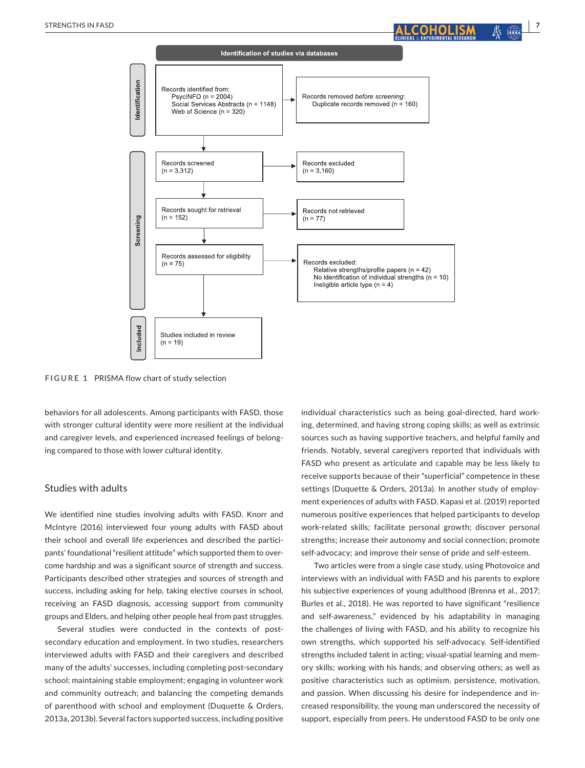**Identification of studies via databases**

**Identification**

Records identified from:
- PsycINFO (n = 2004)
- Social Services Abstracts (n = 1148)
- Web of Science (n = 320)

→ Records removed *before screening*: Duplicate records removed (n = 160)

**Screening**

Records screened (n = 3,312) → Records excluded (n = 3,160)

Records sought for retrieval (n = 152) → Records not retrieved (n = 77)

Records assessed for eligibility (n = 75) → Records excluded:
- Relative strengths/profile papers (n = 42)
- No identification of individual strengths (n = 10)
- Ineligible article type (n = 4)

**Included**

Studies included in review (n = 19)

**FIGURE 1** PRISMA flow chart of study selection

behaviors for all adolescents. Among participants with FASD, those with stronger cultural identity were more resilient at the individual and caregiver levels, and experienced increased feelings of belonging compared to those with lower cultural identity.

## Studies with adults

We identified nine studies involving adults with FASD. Knorr and McIntyre (2016) interviewed four young adults with FASD about their school and overall life experiences and described the participants' foundational "resilient attitude" which supported them to overcome hardship and was a significant source of strength and success. Participants described other strategies and sources of strength and success, including asking for help, taking elective courses in school, receiving an FASD diagnosis, accessing support from community groups and Elders, and helping other people heal from past struggles.

Several studies were conducted in the contexts of post-secondary education and employment. In two studies, researchers interviewed adults with FASD and their caregivers and described many of the adults' successes, including completing post-secondary school; maintaining stable employment; engaging in volunteer work and community outreach; and balancing the competing demands of parenthood with school and employment (Duquette & Orders, 2013a, 2013b). Several factors supported success, including positive individual characteristics such as being goal-directed, hard working, determined, and having strong coping skills; as well as extrinsic sources such as having supportive teachers, and helpful family and friends. Notably, several caregivers reported that individuals with FASD who present as articulate and capable may be less likely to receive supports because of their "superficial" competence in these settings (Duquette & Orders, 2013a). In another study of employment experiences of adults with FASD, Kapasi et al. (2019) reported numerous positive experiences that helped participants to develop work-related skills; facilitate personal growth; discover personal strengths; increase their autonomy and social connection; promote self-advocacy; and improve their sense of pride and self-esteem.

Two articles were from a single case study, using Photovoice and interviews with an individual with FASD and his parents to explore his subjective experiences of young adulthood (Brenna et al., 2017; Burles et al., 2018). He was reported to have significant "resilience and self-awareness," evidenced by his adaptability in managing the challenges of living with FASD, and his ability to recognize his own strengths, which supported his self-advocacy. Self-identified strengths included talent in acting; visual-spatial learning and memory skills; working with his hands; and observing others; as well as positive characteristics such as optimism, persistence, motivation, and passion. When discussing his desire for independence and increased responsibility, the young man underscored the necessity of support, especially from peers. He understood FASD to be only one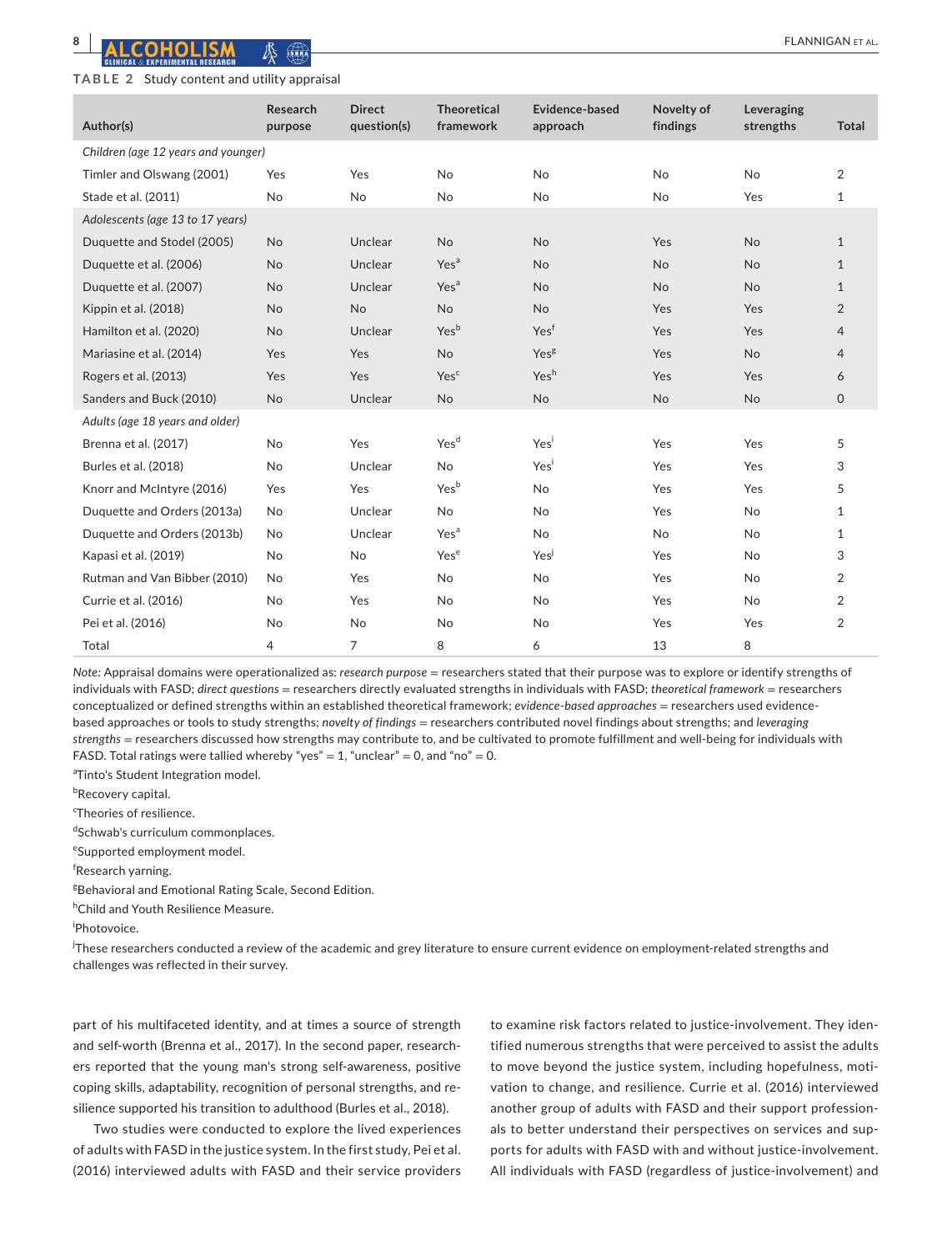**TABLE 2** Study content and utility appraisal

| Author(s) | Research purpose | Direct question(s) | Theoretical framework | Evidence-based approach | Novelty of findings | Leveraging strengths | Total |
|---|---|---|---|---|---|---|---|
| *Children (age 12 years and younger)* | | | | | | | |
| Timler and Olswang (2001) | Yes | Yes | No | No | No | No | 2 |
| Stade et al. (2011) | No | No | No | No | No | Yes | 1 |
| *Adolescents (age 13 to 17 years)* | | | | | | | |
| Duquette and Stodel (2005) | No | Unclear | No | No | Yes | No | 1 |
| Duquette et al. (2006) | No | Unclear | Yes[a] | No | No | No | 1 |
| Duquette et al. (2007) | No | Unclear | Yes[a] | No | No | No | 1 |
| Kippin et al. (2018) | No | No | No | No | Yes | Yes | 2 |
| Hamilton et al. (2020) | No | Unclear | Yes[b] | Yes[f] | Yes | Yes | 4 |
| Mariasine et al. (2014) | Yes | Yes | No | Yes[g] | Yes | No | 4 |
| Rogers et al. (2013) | Yes | Yes | Yes[c] | Yes[h] | Yes | Yes | 6 |
| Sanders and Buck (2010) | No | Unclear | No | No | No | No | 0 |
| *Adults (age 18 years and older)* | | | | | | | |
| Brenna et al. (2017) | No | Yes | Yes[d] | Yes[i] | Yes | Yes | 5 |
| Burles et al. (2018) | No | Unclear | No | Yes[i] | Yes | Yes | 3 |
| Knorr and McIntyre (2016) | Yes | Yes | Yes[b] | No | Yes | Yes | 5 |
| Duquette and Orders (2013a) | No | Unclear | No | No | Yes | No | 1 |
| Duquette and Orders (2013b) | No | Unclear | Yes[a] | No | No | No | 1 |
| Kapasi et al. (2019) | No | No | Yes[e] | Yes[j] | Yes | No | 3 |
| Rutman and Van Bibber (2010) | No | Yes | No | No | Yes | No | 2 |
| Currie et al. (2016) | No | Yes | No | No | Yes | No | 2 |
| Pei et al. (2016) | No | No | No | No | Yes | Yes | 2 |
| Total | 4 | 7 | 8 | 6 | 13 | 8 | |

*Note:* Appraisal domains were operationalized as: *research purpose* = researchers stated that their purpose was to explore or identify strengths of individuals with FASD; *direct questions* = researchers directly evaluated strengths in individuals with FASD; *theoretical framework* = researchers conceptualized or defined strengths within an established theoretical framework; *evidence-based approaches* = researchers used evidence-based approaches or tools to study strengths; *novelty of findings* = researchers contributed novel findings about strengths; and *leveraging strengths* = researchers discussed how strengths may contribute to, and be cultivated to promote fulfillment and well-being for individuals with FASD. Total ratings were tallied whereby "yes" = 1, "unclear" = 0, and "no" = 0.

[a]Tinto's Student Integration model.

[b]Recovery capital.

[c]Theories of resilience.

[d]Schwab's curriculum commonplaces.

[e]Supported employment model.

[f]Research yarning.

[g]Behavioral and Emotional Rating Scale, Second Edition.

[h]Child and Youth Resilience Measure.

[i]Photovoice.

[j]These researchers conducted a review of the academic and grey literature to ensure current evidence on employment-related strengths and challenges was reflected in their survey.

part of his multifaceted identity, and at times a source of strength and self-worth (Brenna et al., 2017). In the second paper, researchers reported that the young man's strong self-awareness, positive coping skills, adaptability, recognition of personal strengths, and resilience supported his transition to adulthood (Burles et al., 2018).

Two studies were conducted to explore the lived experiences of adults with FASD in the justice system. In the first study, Pei et al. (2016) interviewed adults with FASD and their service providers to examine risk factors related to justice-involvement. They identified numerous strengths that were perceived to assist the adults to move beyond the justice system, including hopefulness, motivation to change, and resilience. Currie et al. (2016) interviewed another group of adults with FASD and their support professionals to better understand their perspectives on services and supports for adults with FASD with and without justice-involvement. All individuals with FASD (regardless of justice-involvement) and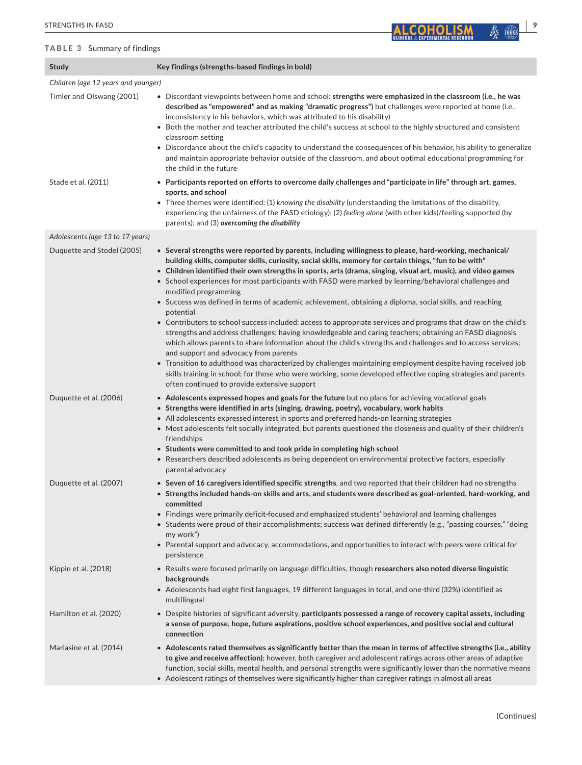**TABLE 3** Summary of findings

| Study | Key findings (strengths-based findings in bold) |
|---|---|
| *Children (age 12 years and younger)* | |
| Timler and Olswang (2001) | • Discordant viewpoints between home and school: **strengths were emphasized in the classroom (i.e., he was described as "empowered" and as making "dramatic progress")** but challenges were reported at home (i.e., inconsistency in his behaviors, which was attributed to his disability)<br>• Both the mother and teacher attributed the child's success at school to the highly structured and consistent classroom setting<br>• Discordance about the child's capacity to understand the consequences of his behavior, his ability to generalize and maintain appropriate behavior outside of the classroom, and about optimal educational programming for the child in the future |
| Stade et al. (2011) | • **Participants reported on efforts to overcome daily challenges and "participate in life" through art, games, sports, and school**<br>• Three themes were identified: (1) *knowing the disability* (understanding the limitations of the disability, experiencing the unfairness of the FASD etiology); (2) *feeling alone* (with other kids)/feeling supported (by parents); and (3) ***overcoming the disability*** |
| *Adolescents (age 13 to 17 years)* | |
| Duquette and Stodel (2005) | • **Several strengths were reported by parents, including willingness to please, hard-working, mechanical/building skills, computer skills, curiosity, social skills, memory for certain things, "fun to be with"**<br>• **Children identified their own strengths in sports, arts (drama, singing, visual art, music), and video games**<br>• School experiences for most participants with FASD were marked by learning/behavioral challenges and modified programming<br>• Success was defined in terms of academic achievement, obtaining a diploma, social skills, and reaching potential<br>• Contributors to school success included: access to appropriate services and programs that draw on the child's strengths and address challenges; having knowledgeable and caring teachers; obtaining an FASD diagnosis which allows parents to share information about the child's strengths and challenges and to access services; and support and advocacy from parents<br>• Transition to adulthood was characterized by challenges maintaining employment despite having received job skills training in school; for those who were working, some developed effective coping strategies and parents often continued to provide extensive support |
| Duquette et al. (2006) | • **Adolescents expressed hopes and goals for the future** but no plans for achieving vocational goals<br>• **Strengths were identified in arts (singing, drawing, poetry), vocabulary, work habits**<br>• All adolescents expressed interest in sports and preferred hands-on learning strategies<br>• Most adolescents felt socially integrated, but parents questioned the closeness and quality of their children's friendships<br>• **Students were committed to and took pride in completing high school**<br>• Researchers described adolescents as being dependent on environmental protective factors, especially parental advocacy |
| Duquette et al. (2007) | • **Seven of 16 caregivers identified specific strengths**, and two reported that their children had no strengths<br>• **Strengths included hands-on skills and arts, and students were described as goal-oriented, hard-working, and committed**<br>• Findings were primarily deficit-focused and emphasized students' behavioral and learning challenges<br>• Students were proud of their accomplishments; success was defined differently (e.g., "passing courses," "doing my work")<br>• Parental support and advocacy, accommodations, and opportunities to interact with peers were critical for persistence |
| Kippin et al. (2018) | • Results were focused primarily on language difficulties, though **researchers also noted diverse linguistic backgrounds**<br>• Adolescents had eight first languages, 19 different languages in total, and one-third (32%) identified as multilingual |
| Hamilton et al. (2020) | • Despite histories of significant adversity, **participants possessed a range of recovery capital assets, including a sense of purpose, hope, future aspirations, positive school experiences, and positive social and cultural connection** |
| Mariasine et al. (2014) | • **Adolescents rated themselves as significantly better than the mean in terms of affective strengths (i.e., ability to give and receive affection)**; however, both caregiver and adolescent ratings across other areas of adaptive function, social skills, mental health, and personal strengths were significantly lower than the normative means<br>• Adolescent ratings of themselves were significantly higher than caregiver ratings in almost all areas |

(Continues)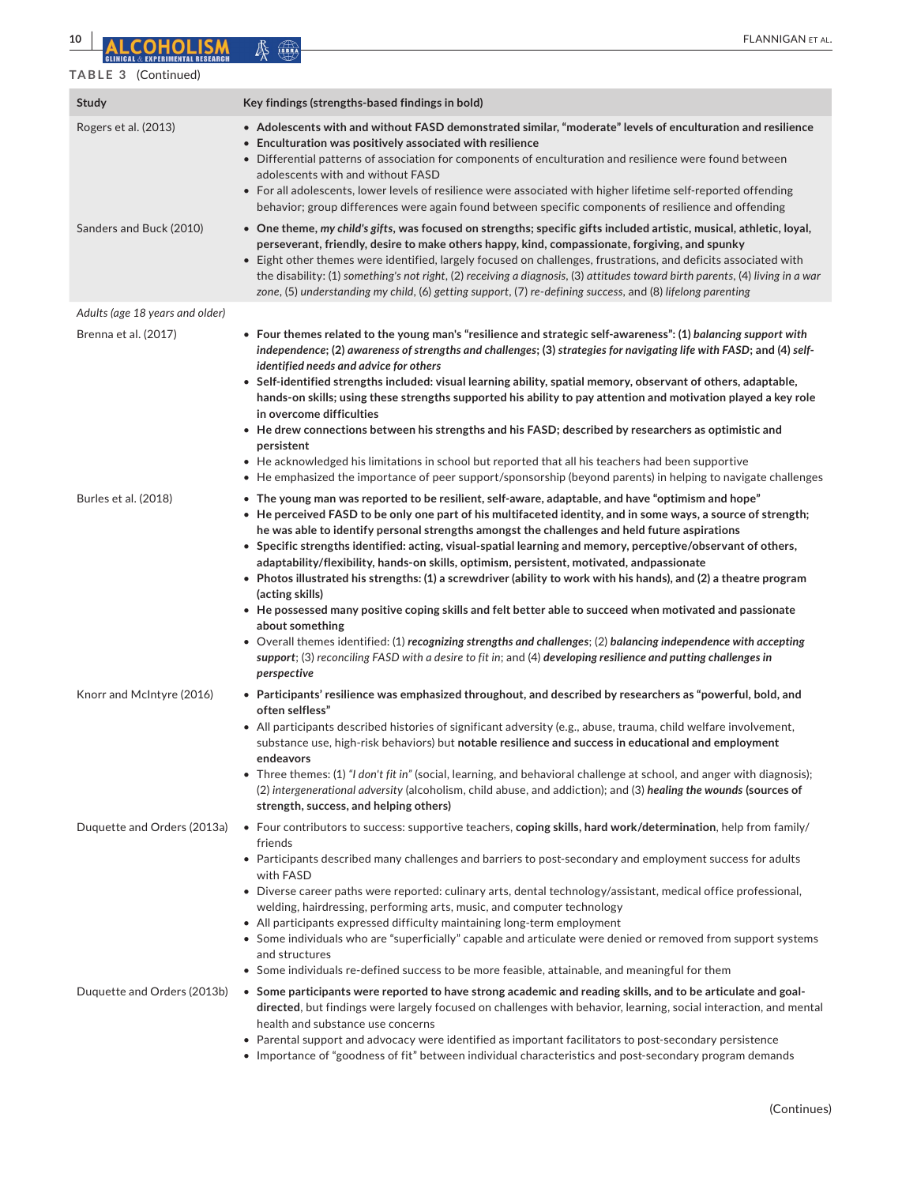**TABLE 3** (Continued)

| Study | Key findings (strengths-based findings in bold) |
|---|---|
| Rogers et al. (2013) | • **Adolescents with and without FASD demonstrated similar, "moderate" levels of enculturation and resilience** <br>• **Enculturation was positively associated with resilience** <br>• Differential patterns of association for components of enculturation and resilience were found between adolescents with and without FASD <br>• For all adolescents, lower levels of resilience were associated with higher lifetime self-reported offending behavior; group differences were again found between specific components of resilience and offending |
| Sanders and Buck (2010) | • **One theme, *my child's gifts*, was focused on strengths; specific gifts included artistic, musical, athletic, loyal, perseverant, friendly, desire to make others happy, kind, compassionate, forgiving, and spunky** <br>• Eight other themes were identified, largely focused on challenges, frustrations, and deficits associated with the disability: (1) *something's not right*, (2) *receiving a diagnosis*, (3) *attitudes toward birth parents*, (4) *living in a war zone*, (5) *understanding my child*, (6) *getting support*, (7) *re-defining success*, and (8) *lifelong parenting* |
| *Adults (age 18 years and older)* | |
| Brenna et al. (2017) | • **Four themes related to the young man's "resilience and strategic self-awareness": (1) *balancing support with independence*; (2) *awareness of strengths and challenges*; (3) *strategies for navigating life with FASD*; and (4) *self-identified needs and advice for others*** <br>• **Self-identified strengths included: visual learning ability, spatial memory, observant of others, adaptable, hands-on skills; using these strengths supported his ability to pay attention and motivation played a key role in overcome difficulties** <br>• **He drew connections between his strengths and his FASD; described by researchers as optimistic and persistent** <br>• He acknowledged his limitations in school but reported that all his teachers had been supportive <br>• He emphasized the importance of peer support/sponsorship (beyond parents) in helping to navigate challenges |
| Burles et al. (2018) | • **The young man was reported to be resilient, self-aware, adaptable, and have "optimism and hope"** <br>• **He perceived FASD to be only one part of his multifaceted identity, and in some ways, a source of strength; he was able to identify personal strengths amongst the challenges and held future aspirations** <br>• **Specific strengths identified: acting, visual-spatial learning and memory, perceptive/observant of others, adaptability/flexibility, hands-on skills, optimism, persistent, motivated, andpassionate** <br>• **Photos illustrated his strengths: (1) a screwdriver (ability to work with his hands), and (2) a theatre program (acting skills)** <br>• **He possessed many positive coping skills and felt better able to succeed when motivated and passionate about something** <br>• Overall themes identified: (1) ***recognizing strengths and challenges***; (2) ***balancing independence with accepting support***; (3) *reconciling FASD with a desire to fit in*; and (4) ***developing resilience and putting challenges in perspective*** |
| Knorr and McIntyre (2016) | • **Participants' resilience was emphasized throughout, and described by researchers as "powerful, bold, and often selfless"** <br>• All participants described histories of significant adversity (e.g., abuse, trauma, child welfare involvement, substance use, high-risk behaviors) but **notable resilience and success in educational and employment endeavors** <br>• Three themes: (1) *"I don't fit in"* (social, learning, and behavioral challenge at school, and anger with diagnosis); (2) *intergenerational adversity* (alcoholism, child abuse, and addiction); and (3) ***healing the wounds* (sources of strength, success, and helping others)** |
| Duquette and Orders (2013a) | • Four contributors to success: supportive teachers, **coping skills, hard work/determination**, help from family/friends <br>• Participants described many challenges and barriers to post-secondary and employment success for adults with FASD <br>• Diverse career paths were reported: culinary arts, dental technology/assistant, medical office professional, welding, hairdressing, performing arts, music, and computer technology <br>• All participants expressed difficulty maintaining long-term employment <br>• Some individuals who are "superficially" capable and articulate were denied or removed from support systems and structures <br>• Some individuals re-defined success to be more feasible, attainable, and meaningful for them |
| Duquette and Orders (2013b) | • **Some participants were reported to have strong academic and reading skills, and to be articulate and goal-directed**, but findings were largely focused on challenges with behavior, learning, social interaction, and mental health and substance use concerns <br>• Parental support and advocacy were identified as important facilitators to post-secondary persistence <br>• Importance of "goodness of fit" between individual characteristics and post-secondary program demands |

(Continues)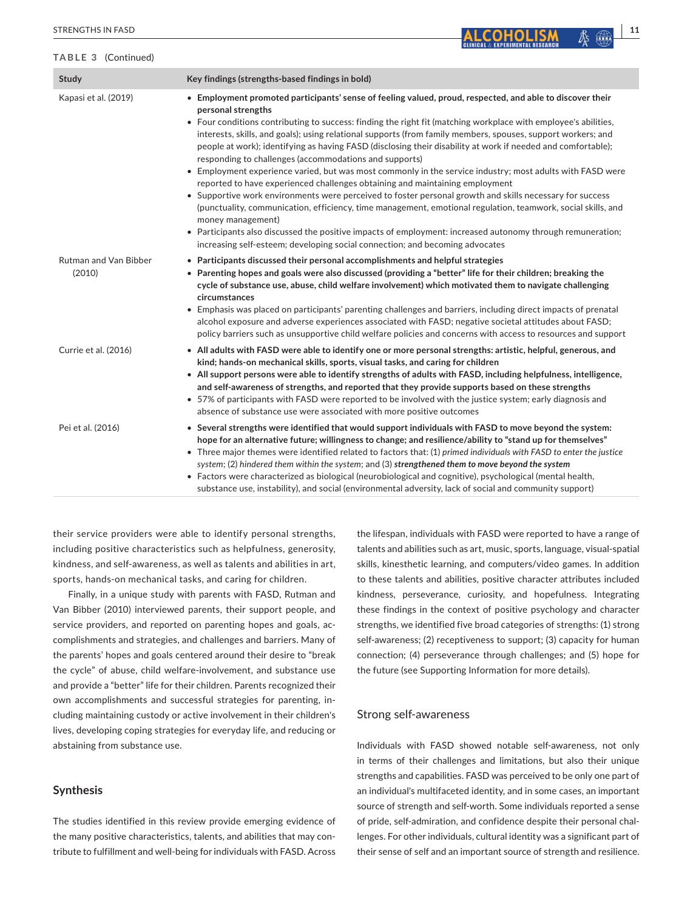**TABLE 3** (Continued)

| Study | Key findings (strengths-based findings in bold) |
| --- | --- |
| Kapasi et al. (2019) | • **Employment promoted participants' sense of feeling valued, proud, respected, and able to discover their personal strengths**<br>• Four conditions contributing to success: finding the right fit (matching workplace with employee's abilities, interests, skills, and goals); using relational supports (from family members, spouses, support workers; and people at work); identifying as having FASD (disclosing their disability at work if needed and comfortable); responding to challenges (accommodations and supports)<br>• Employment experience varied, but was most commonly in the service industry; most adults with FASD were reported to have experienced challenges obtaining and maintaining employment<br>• Supportive work environments were perceived to foster personal growth and skills necessary for success (punctuality, communication, efficiency, time management, emotional regulation, teamwork, social skills, and money management)<br>• Participants also discussed the positive impacts of employment: increased autonomy through remuneration; increasing self-esteem; developing social connection; and becoming advocates |
| Rutman and Van Bibber (2010) | • **Participants discussed their personal accomplishments and helpful strategies**<br>• **Parenting hopes and goals were also discussed (providing a "better" life for their children; breaking the cycle of substance use, abuse, child welfare involvement) which motivated them to navigate challenging circumstances**<br>• Emphasis was placed on participants' parenting challenges and barriers, including direct impacts of prenatal alcohol exposure and adverse experiences associated with FASD; negative societal attitudes about FASD; policy barriers such as unsupportive child welfare policies and concerns with access to resources and support |
| Currie et al. (2016) | • **All adults with FASD were able to identify one or more personal strengths: artistic, helpful, generous, and kind; hands-on mechanical skills, sports, visual tasks, and caring for children**<br>• **All support persons were able to identify strengths of adults with FASD, including helpfulness, intelligence, and self-awareness of strengths, and reported that they provide supports based on these strengths**<br>• 57% of participants with FASD were reported to be involved with the justice system; early diagnosis and absence of substance use were associated with more positive outcomes |
| Pei et al. (2016) | • **Several strengths were identified that would support individuals with FASD to move beyond the system: hope for an alternative future; willingness to change; and resilience/ability to "stand up for themselves"**<br>• Three major themes were identified related to factors that: (1) *primed individuals with FASD to enter the justice system*; (2) *hindered them within the system*; and (3) ***strengthened them to move beyond the system***<br>• Factors were characterized as biological (neurobiological and cognitive), psychological (mental health, substance use, instability), and social (environmental adversity, lack of social and community support) |

their service providers were able to identify personal strengths, including positive characteristics such as helpfulness, generosity, kindness, and self-awareness, as well as talents and abilities in art, sports, hands-on mechanical tasks, and caring for children.

Finally, in a unique study with parents with FASD, Rutman and Van Bibber (2010) interviewed parents, their support people, and service providers, and reported on parenting hopes and goals, accomplishments and strategies, and challenges and barriers. Many of the parents' hopes and goals centered around their desire to "break the cycle" of abuse, child welfare-involvement, and substance use and provide a "better" life for their children. Parents recognized their own accomplishments and successful strategies for parenting, including maintaining custody or active involvement in their children's lives, developing coping strategies for everyday life, and reducing or abstaining from substance use.

## Synthesis

The studies identified in this review provide emerging evidence of the many positive characteristics, talents, and abilities that may contribute to fulfillment and well-being for individuals with FASD. Across the lifespan, individuals with FASD were reported to have a range of talents and abilities such as art, music, sports, language, visual-spatial skills, kinesthetic learning, and computers/video games. In addition to these talents and abilities, positive character attributes included kindness, perseverance, curiosity, and hopefulness. Integrating these findings in the context of positive psychology and character strengths, we identified five broad categories of strengths: (1) strong self-awareness; (2) receptiveness to support; (3) capacity for human connection; (4) perseverance through challenges; and (5) hope for the future (see Supporting Information for more details).

### Strong self-awareness

Individuals with FASD showed notable self-awareness, not only in terms of their challenges and limitations, but also their unique strengths and capabilities. FASD was perceived to be only one part of an individual's multifaceted identity, and in some cases, an important source of strength and self-worth. Some individuals reported a sense of pride, self-admiration, and confidence despite their personal challenges. For other individuals, cultural identity was a significant part of their sense of self and an important source of strength and resilience.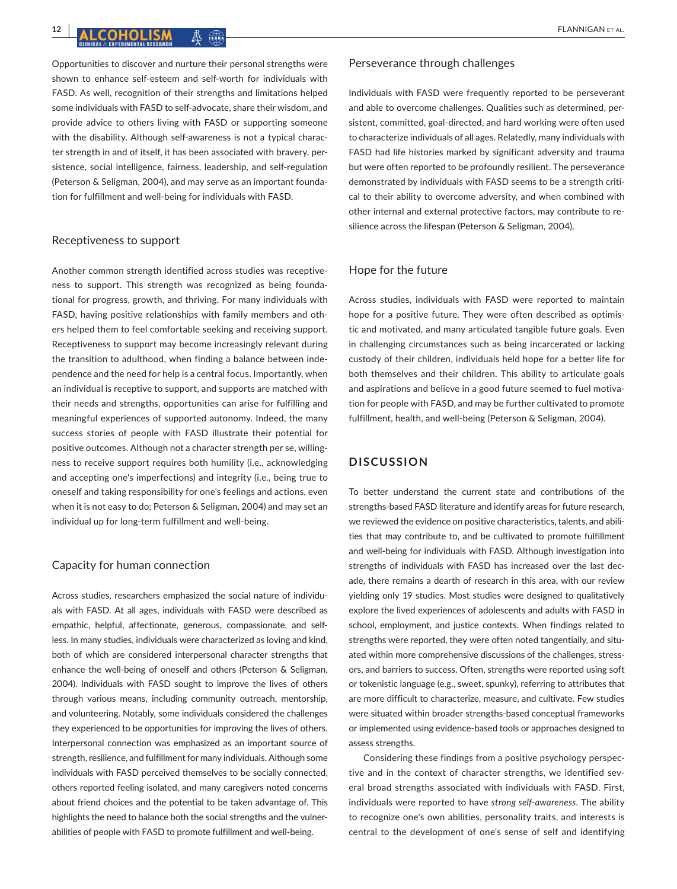Opportunities to discover and nurture their personal strengths were shown to enhance self-esteem and self-worth for individuals with FASD. As well, recognition of their strengths and limitations helped some individuals with FASD to self-advocate, share their wisdom, and provide advice to others living with FASD or supporting someone with the disability. Although self-awareness is not a typical character strength in and of itself, it has been associated with bravery, persistence, social intelligence, fairness, leadership, and self-regulation (Peterson & Seligman, 2004), and may serve as an important foundation for fulfillment and well-being for individuals with FASD.

### Receptiveness to support

Another common strength identified across studies was receptiveness to support. This strength was recognized as being foundational for progress, growth, and thriving. For many individuals with FASD, having positive relationships with family members and others helped them to feel comfortable seeking and receiving support. Receptiveness to support may become increasingly relevant during the transition to adulthood, when finding a balance between independence and the need for help is a central focus. Importantly, when an individual is receptive to support, and supports are matched with their needs and strengths, opportunities can arise for fulfilling and meaningful experiences of supported autonomy. Indeed, the many success stories of people with FASD illustrate their potential for positive outcomes. Although not a character strength per se, willingness to receive support requires both humility (i.e., acknowledging and accepting one's imperfections) and integrity (i.e., being true to oneself and taking responsibility for one's feelings and actions, even when it is not easy to do; Peterson & Seligman, 2004) and may set an individual up for long-term fulfillment and well-being.

### Capacity for human connection

Across studies, researchers emphasized the social nature of individuals with FASD. At all ages, individuals with FASD were described as empathic, helpful, affectionate, generous, compassionate, and selfless. In many studies, individuals were characterized as loving and kind, both of which are considered interpersonal character strengths that enhance the well-being of oneself and others (Peterson & Seligman, 2004). Individuals with FASD sought to improve the lives of others through various means, including community outreach, mentorship, and volunteering. Notably, some individuals considered the challenges they experienced to be opportunities for improving the lives of others. Interpersonal connection was emphasized as an important source of strength, resilience, and fulfillment for many individuals. Although some individuals with FASD perceived themselves to be socially connected, others reported feeling isolated, and many caregivers noted concerns about friend choices and the potential to be taken advantage of. This highlights the need to balance both the social strengths and the vulnerabilities of people with FASD to promote fulfillment and well-being.

### Perseverance through challenges

Individuals with FASD were frequently reported to be perseverant and able to overcome challenges. Qualities such as determined, persistent, committed, goal-directed, and hard working were often used to characterize individuals of all ages. Relatedly, many individuals with FASD had life histories marked by significant adversity and trauma but were often reported to be profoundly resilient. The perseverance demonstrated by individuals with FASD seems to be a strength critical to their ability to overcome adversity, and when combined with other internal and external protective factors, may contribute to resilience across the lifespan (Peterson & Seligman, 2004),

### Hope for the future

Across studies, individuals with FASD were reported to maintain hope for a positive future. They were often described as optimistic and motivated, and many articulated tangible future goals. Even in challenging circumstances such as being incarcerated or lacking custody of their children, individuals held hope for a better life for both themselves and their children. This ability to articulate goals and aspirations and believe in a good future seemed to fuel motivation for people with FASD, and may be further cultivated to promote fulfillment, health, and well-being (Peterson & Seligman, 2004).

## DISCUSSION

To better understand the current state and contributions of the strengths-based FASD literature and identify areas for future research, we reviewed the evidence on positive characteristics, talents, and abilities that may contribute to, and be cultivated to promote fulfillment and well-being for individuals with FASD. Although investigation into strengths of individuals with FASD has increased over the last decade, there remains a dearth of research in this area, with our review yielding only 19 studies. Most studies were designed to qualitatively explore the lived experiences of adolescents and adults with FASD in school, employment, and justice contexts. When findings related to strengths were reported, they were often noted tangentially, and situated within more comprehensive discussions of the challenges, stressors, and barriers to success. Often, strengths were reported using soft or tokenistic language (e.g., sweet, spunky), referring to attributes that are more difficult to characterize, measure, and cultivate. Few studies were situated within broader strengths-based conceptual frameworks or implemented using evidence-based tools or approaches designed to assess strengths.

Considering these findings from a positive psychology perspective and in the context of character strengths, we identified several broad strengths associated with individuals with FASD. First, individuals were reported to have *strong self-awareness*. The ability to recognize one's own abilities, personality traits, and interests is central to the development of one's sense of self and identifying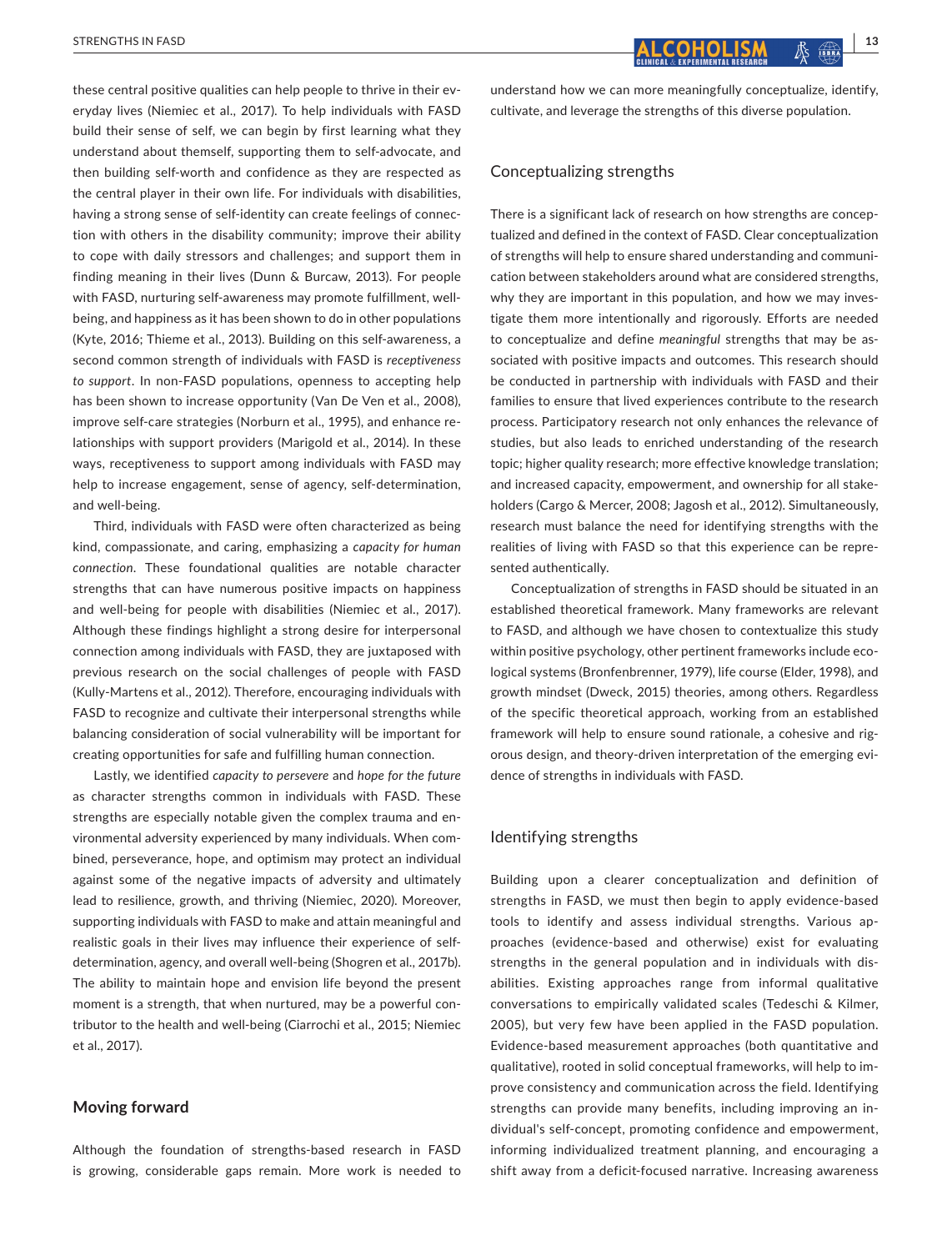these central positive qualities can help people to thrive in their everyday lives (Niemiec et al., 2017). To help individuals with FASD build their sense of self, we can begin by first learning what they understand about themself, supporting them to self-advocate, and then building self-worth and confidence as they are respected as the central player in their own life. For individuals with disabilities, having a strong sense of self-identity can create feelings of connection with others in the disability community; improve their ability to cope with daily stressors and challenges; and support them in finding meaning in their lives (Dunn & Burcaw, 2013). For people with FASD, nurturing self-awareness may promote fulfillment, well-being, and happiness as it has been shown to do in other populations (Kyte, 2016; Thieme et al., 2013). Building on this self-awareness, a second common strength of individuals with FASD is *receptiveness to support*. In non-FASD populations, openness to accepting help has been shown to increase opportunity (Van De Ven et al., 2008), improve self-care strategies (Norburn et al., 1995), and enhance relationships with support providers (Marigold et al., 2014). In these ways, receptiveness to support among individuals with FASD may help to increase engagement, sense of agency, self-determination, and well-being.

Third, individuals with FASD were often characterized as being kind, compassionate, and caring, emphasizing a *capacity for human connection*. These foundational qualities are notable character strengths that can have numerous positive impacts on happiness and well-being for people with disabilities (Niemiec et al., 2017). Although these findings highlight a strong desire for interpersonal connection among individuals with FASD, they are juxtaposed with previous research on the social challenges of people with FASD (Kully-Martens et al., 2012). Therefore, encouraging individuals with FASD to recognize and cultivate their interpersonal strengths while balancing consideration of social vulnerability will be important for creating opportunities for safe and fulfilling human connection.

Lastly, we identified *capacity to persevere* and *hope for the future* as character strengths common in individuals with FASD. These strengths are especially notable given the complex trauma and environmental adversity experienced by many individuals. When combined, perseverance, hope, and optimism may protect an individual against some of the negative impacts of adversity and ultimately lead to resilience, growth, and thriving (Niemiec, 2020). Moreover, supporting individuals with FASD to make and attain meaningful and realistic goals in their lives may influence their experience of self-determination, agency, and overall well-being (Shogren et al., 2017b). The ability to maintain hope and envision life beyond the present moment is a strength, that when nurtured, may be a powerful contributor to the health and well-being (Ciarrochi et al., 2015; Niemiec et al., 2017).

## Moving forward

Although the foundation of strengths-based research in FASD is growing, considerable gaps remain. More work is needed to understand how we can more meaningfully conceptualize, identify, cultivate, and leverage the strengths of this diverse population.

### Conceptualizing strengths

There is a significant lack of research on how strengths are conceptualized and defined in the context of FASD. Clear conceptualization of strengths will help to ensure shared understanding and communication between stakeholders around what are considered strengths, why they are important in this population, and how we may investigate them more intentionally and rigorously. Efforts are needed to conceptualize and define *meaningful* strengths that may be associated with positive impacts and outcomes. This research should be conducted in partnership with individuals with FASD and their families to ensure that lived experiences contribute to the research process. Participatory research not only enhances the relevance of studies, but also leads to enriched understanding of the research topic; higher quality research; more effective knowledge translation; and increased capacity, empowerment, and ownership for all stakeholders (Cargo & Mercer, 2008; Jagosh et al., 2012). Simultaneously, research must balance the need for identifying strengths with the realities of living with FASD so that this experience can be represented authentically.

Conceptualization of strengths in FASD should be situated in an established theoretical framework. Many frameworks are relevant to FASD, and although we have chosen to contextualize this study within positive psychology, other pertinent frameworks include ecological systems (Bronfenbrenner, 1979), life course (Elder, 1998), and growth mindset (Dweck, 2015) theories, among others. Regardless of the specific theoretical approach, working from an established framework will help to ensure sound rationale, a cohesive and rigorous design, and theory-driven interpretation of the emerging evidence of strengths in individuals with FASD.

### Identifying strengths

Building upon a clearer conceptualization and definition of strengths in FASD, we must then begin to apply evidence-based tools to identify and assess individual strengths. Various approaches (evidence-based and otherwise) exist for evaluating strengths in the general population and in individuals with disabilities. Existing approaches range from informal qualitative conversations to empirically validated scales (Tedeschi & Kilmer, 2005), but very few have been applied in the FASD population. Evidence-based measurement approaches (both quantitative and qualitative), rooted in solid conceptual frameworks, will help to improve consistency and communication across the field. Identifying strengths can provide many benefits, including improving an individual's self-concept, promoting confidence and empowerment, informing individualized treatment planning, and encouraging a shift away from a deficit-focused narrative. Increasing awareness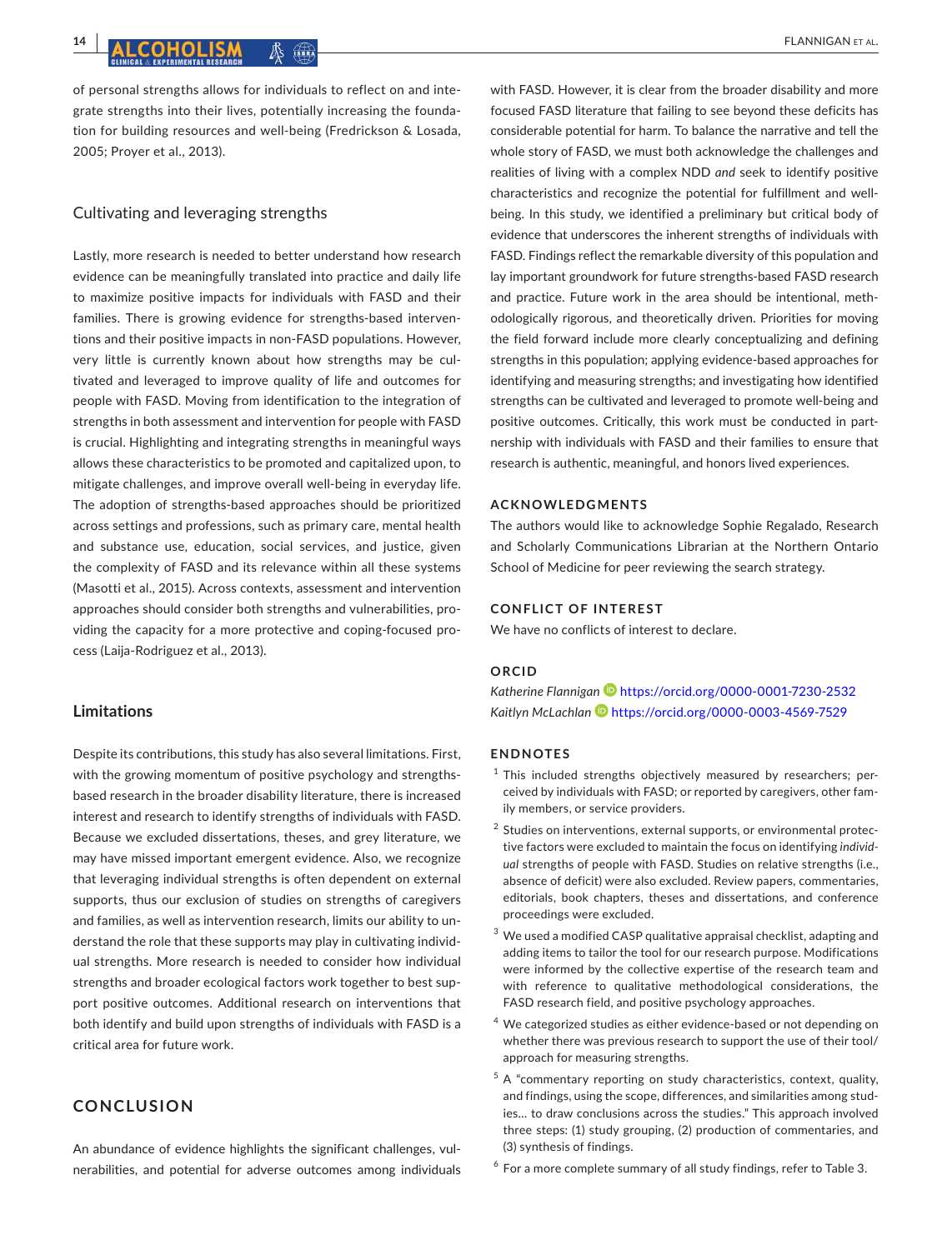of personal strengths allows for individuals to reflect on and integrate strengths into their lives, potentially increasing the foundation for building resources and well-being (Fredrickson & Losada, 2005; Proyer et al., 2013).

### Cultivating and leveraging strengths

Lastly, more research is needed to better understand how research evidence can be meaningfully translated into practice and daily life to maximize positive impacts for individuals with FASD and their families. There is growing evidence for strengths-based interventions and their positive impacts in non-FASD populations. However, very little is currently known about how strengths may be cultivated and leveraged to improve quality of life and outcomes for people with FASD. Moving from identification to the integration of strengths in both assessment and intervention for people with FASD is crucial. Highlighting and integrating strengths in meaningful ways allows these characteristics to be promoted and capitalized upon, to mitigate challenges, and improve overall well-being in everyday life. The adoption of strengths-based approaches should be prioritized across settings and professions, such as primary care, mental health and substance use, education, social services, and justice, given the complexity of FASD and its relevance within all these systems (Masotti et al., 2015). Across contexts, assessment and intervention approaches should consider both strengths and vulnerabilities, providing the capacity for a more protective and coping-focused process (Laija-Rodriguez et al., 2013).

## Limitations

Despite its contributions, this study has also several limitations. First, with the growing momentum of positive psychology and strengths-based research in the broader disability literature, there is increased interest and research to identify strengths of individuals with FASD. Because we excluded dissertations, theses, and grey literature, we may have missed important emergent evidence. Also, we recognize that leveraging individual strengths is often dependent on external supports, thus our exclusion of studies on strengths of caregivers and families, as well as intervention research, limits our ability to understand the role that these supports may play in cultivating individual strengths. More research is needed to consider how individual strengths and broader ecological factors work together to best support positive outcomes. Additional research on interventions that both identify and build upon strengths of individuals with FASD is a critical area for future work.

# CONCLUSION

An abundance of evidence highlights the significant challenges, vulnerabilities, and potential for adverse outcomes among individuals with FASD. However, it is clear from the broader disability and more focused FASD literature that failing to see beyond these deficits has considerable potential for harm. To balance the narrative and tell the whole story of FASD, we must both acknowledge the challenges and realities of living with a complex NDD *and* seek to identify positive characteristics and recognize the potential for fulfillment and well-being. In this study, we identified a preliminary but critical body of evidence that underscores the inherent strengths of individuals with FASD. Findings reflect the remarkable diversity of this population and lay important groundwork for future strengths-based FASD research and practice. Future work in the area should be intentional, methodologically rigorous, and theoretically driven. Priorities for moving the field forward include more clearly conceptualizing and defining strengths in this population; applying evidence-based approaches for identifying and measuring strengths; and investigating how identified strengths can be cultivated and leveraged to promote well-being and positive outcomes. Critically, this work must be conducted in partnership with individuals with FASD and their families to ensure that research is authentic, meaningful, and honors lived experiences.

## ACKNOWLEDGMENTS

The authors would like to acknowledge Sophie Regalado, Research and Scholarly Communications Librarian at the Northern Ontario School of Medicine for peer reviewing the search strategy.

## CONFLICT OF INTEREST

We have no conflicts of interest to declare.

## ORCID

*Katherine Flannigan* https://orcid.org/0000-0001-7230-2532
*Kaitlyn McLachlan* https://orcid.org/0000-0003-4569-7529

## ENDNOTES

[1] This included strengths objectively measured by researchers; perceived by individuals with FASD; or reported by caregivers, other family members, or service providers.

[2] Studies on interventions, external supports, or environmental protective factors were excluded to maintain the focus on identifying *individual* strengths of people with FASD. Studies on relative strengths (i.e., absence of deficit) were also excluded. Review papers, commentaries, editorials, book chapters, theses and dissertations, and conference proceedings were excluded.

[3] We used a modified CASP qualitative appraisal checklist, adapting and adding items to tailor the tool for our research purpose. Modifications were informed by the collective expertise of the research team and with reference to qualitative methodological considerations, the FASD research field, and positive psychology approaches.

[4] We categorized studies as either evidence-based or not depending on whether there was previous research to support the use of their tool/approach for measuring strengths.

[5] A "commentary reporting on study characteristics, context, quality, and findings, using the scope, differences, and similarities among studies… to draw conclusions across the studies." This approach involved three steps: (1) study grouping, (2) production of commentaries, and (3) synthesis of findings.

[6] For a more complete summary of all study findings, refer to Table 3.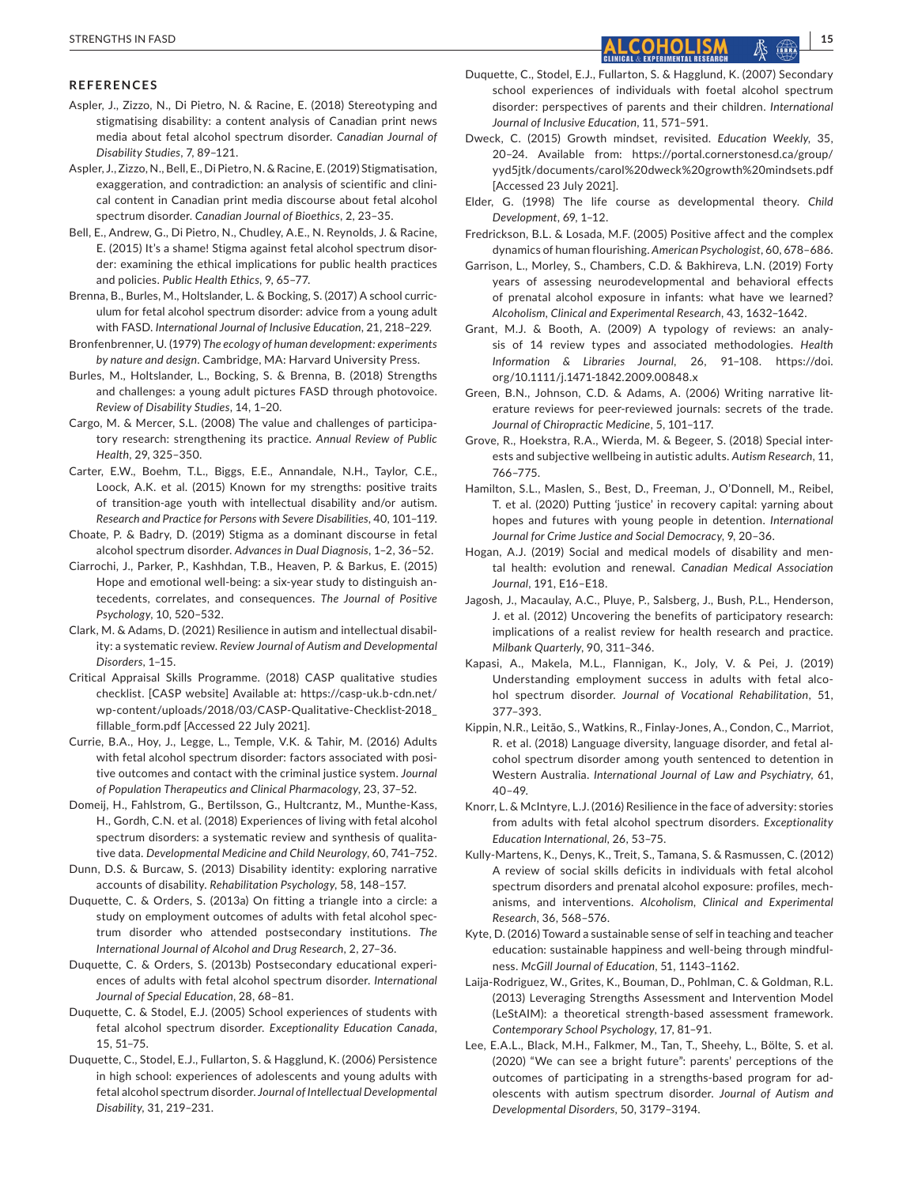## REFERENCES

Aspler, J., Zizzo, N., Di Pietro, N. & Racine, E. (2018) Stereotyping and stigmatising disability: a content analysis of Canadian print news media about fetal alcohol spectrum disorder. *Canadian Journal of Disability Studies*, 7, 89–121.

Aspler, J., Zizzo, N., Bell, E., Di Pietro, N. & Racine, E. (2019) Stigmatisation, exaggeration, and contradiction: an analysis of scientific and clinical content in Canadian print media discourse about fetal alcohol spectrum disorder. *Canadian Journal of Bioethics*, 2, 23–35.

Bell, E., Andrew, G., Di Pietro, N., Chudley, A.E., N. Reynolds, J. & Racine, E. (2015) It's a shame! Stigma against fetal alcohol spectrum disorder: examining the ethical implications for public health practices and policies. *Public Health Ethics*, 9, 65–77.

Brenna, B., Burles, M., Holtslander, L. & Bocking, S. (2017) A school curriculum for fetal alcohol spectrum disorder: advice from a young adult with FASD. *International Journal of Inclusive Education*, 21, 218–229.

Bronfenbrenner, U. (1979) *The ecology of human development: experiments by nature and design*. Cambridge, MA: Harvard University Press.

Burles, M., Holtslander, L., Bocking, S. & Brenna, B. (2018) Strengths and challenges: a young adult pictures FASD through photovoice. *Review of Disability Studies*, 14, 1–20.

Cargo, M. & Mercer, S.L. (2008) The value and challenges of participatory research: strengthening its practice. *Annual Review of Public Health*, 29, 325–350.

Carter, E.W., Boehm, T.L., Biggs, E.E., Annandale, N.H., Taylor, C.E., Loock, A.K. et al. (2015) Known for my strengths: positive traits of transition-age youth with intellectual disability and/or autism. *Research and Practice for Persons with Severe Disabilities*, 40, 101–119.

Choate, P. & Badry, D. (2019) Stigma as a dominant discourse in fetal alcohol spectrum disorder. *Advances in Dual Diagnosis*, 1–2, 36–52.

Ciarrochi, J., Parker, P., Kashhdan, T.B., Heaven, P. & Barkus, E. (2015) Hope and emotional well-being: a six-year study to distinguish antecedents, correlates, and consequences. *The Journal of Positive Psychology*, 10, 520–532.

Clark, M. & Adams, D. (2021) Resilience in autism and intellectual disability: a systematic review. *Review Journal of Autism and Developmental Disorders*, 1–15.

Critical Appraisal Skills Programme. (2018) CASP qualitative studies checklist. [CASP website] Available at: https://casp-uk.b-cdn.net/wp-content/uploads/2018/03/CASP-Qualitative-Checklist-2018_fillable_form.pdf [Accessed 22 July 2021].

Currie, B.A., Hoy, J., Legge, L., Temple, V.K. & Tahir, M. (2016) Adults with fetal alcohol spectrum disorder: factors associated with positive outcomes and contact with the criminal justice system. *Journal of Population Therapeutics and Clinical Pharmacology*, 23, 37–52.

Domeij, H., Fahlstrom, G., Bertilsson, G., Hultcrantz, M., Munthe-Kass, H., Gordh, C.N. et al. (2018) Experiences of living with fetal alcohol spectrum disorders: a systematic review and synthesis of qualitative data. *Developmental Medicine and Child Neurology*, 60, 741–752.

Dunn, D.S. & Burcaw, S. (2013) Disability identity: exploring narrative accounts of disability. *Rehabilitation Psychology*, 58, 148–157.

Duquette, C. & Orders, S. (2013a) On fitting a triangle into a circle: a study on employment outcomes of adults with fetal alcohol spectrum disorder who attended postsecondary institutions. *The International Journal of Alcohol and Drug Research*, 2, 27–36.

Duquette, C. & Orders, S. (2013b) Postsecondary educational experiences of adults with fetal alcohol spectrum disorder. *International Journal of Special Education*, 28, 68–81.

Duquette, C. & Stodel, E.J. (2005) School experiences of students with fetal alcohol spectrum disorder. *Exceptionality Education Canada*, 15, 51–75.

Duquette, C., Stodel, E.J., Fullarton, S. & Hagglund, K. (2006) Persistence in high school: experiences of adolescents and young adults with fetal alcohol spectrum disorder. *Journal of Intellectual Developmental Disability*, 31, 219–231.

Duquette, C., Stodel, E.J., Fullarton, S. & Hagglund, K. (2007) Secondary school experiences of individuals with foetal alcohol spectrum disorder: perspectives of parents and their children. *International Journal of Inclusive Education*, 11, 571–591.

Dweck, C. (2015) Growth mindset, revisited. *Education Weekly*, 35, 20–24. Available from: https://portal.cornerstonesd.ca/group/yyd5jtk/documents/carol%20dweck%20growth%20mindsets.pdf [Accessed 23 July 2021].

Elder, G. (1998) The life course as developmental theory. *Child Development*, 69, 1–12.

Fredrickson, B.L. & Losada, M.F. (2005) Positive affect and the complex dynamics of human flourishing. *American Psychologist*, 60, 678–686.

Garrison, L., Morley, S., Chambers, C.D. & Bakhireva, L.N. (2019) Forty years of assessing neurodevelopmental and behavioral effects of prenatal alcohol exposure in infants: what have we learned? *Alcoholism, Clinical and Experimental Research*, 43, 1632–1642.

Grant, M.J. & Booth, A. (2009) A typology of reviews: an analysis of 14 review types and associated methodologies. *Health Information & Libraries Journal*, 26, 91–108. https://doi.org/10.1111/j.1471-1842.2009.00848.x

Green, B.N., Johnson, C.D. & Adams, A. (2006) Writing narrative literature reviews for peer-reviewed journals: secrets of the trade. *Journal of Chiropractic Medicine*, 5, 101–117.

Grove, R., Hoekstra, R.A., Wierda, M. & Begeer, S. (2018) Special interests and subjective wellbeing in autistic adults. *Autism Research*, 11, 766–775.

Hamilton, S.L., Maslen, S., Best, D., Freeman, J., O'Donnell, M., Reibel, T. et al. (2020) Putting 'justice' in recovery capital: yarning about hopes and futures with young people in detention. *International Journal for Crime Justice and Social Democracy*, 9, 20–36.

Hogan, A.J. (2019) Social and medical models of disability and mental health: evolution and renewal. *Canadian Medical Association Journal*, 191, E16–E18.

Jagosh, J., Macaulay, A.C., Pluye, P., Salsberg, J., Bush, P.L., Henderson, J. et al. (2012) Uncovering the benefits of participatory research: implications of a realist review for health research and practice. *Milbank Quarterly*, 90, 311–346.

Kapasi, A., Makela, M.L., Flannigan, K., Joly, V. & Pei, J. (2019) Understanding employment success in adults with fetal alcohol spectrum disorder. *Journal of Vocational Rehabilitation*, 51, 377–393.

Kippin, N.R., Leitão, S., Watkins, R., Finlay-Jones, A., Condon, C., Marriot, R. et al. (2018) Language diversity, language disorder, and fetal alcohol spectrum disorder among youth sentenced to detention in Western Australia. *International Journal of Law and Psychiatry*, 61, 40–49.

Knorr, L. & McIntyre, L.J. (2016) Resilience in the face of adversity: stories from adults with fetal alcohol spectrum disorders. *Exceptionality Education International*, 26, 53–75.

Kully-Martens, K., Denys, K., Treit, S., Tamana, S. & Rasmussen, C. (2012) A review of social skills deficits in individuals with fetal alcohol spectrum disorders and prenatal alcohol exposure: profiles, mechanisms, and interventions. *Alcoholism, Clinical and Experimental Research*, 36, 568–576.

Kyte, D. (2016) Toward a sustainable sense of self in teaching and teacher education: sustainable happiness and well-being through mindfulness. *McGill Journal of Education*, 51, 1143–1162.

Laija-Rodriguez, W., Grites, K., Bouman, D., Pohlman, C. & Goldman, R.L. (2013) Leveraging Strengths Assessment and Intervention Model (LeStAIM): a theoretical strength-based assessment framework. *Contemporary School Psychology*, 17, 81–91.

Lee, E.A.L., Black, M.H., Falkmer, M., Tan, T., Sheehy, L., Bölte, S. et al. (2020) "We can see a bright future": parents' perceptions of the outcomes of participating in a strengths-based program for adolescents with autism spectrum disorder. *Journal of Autism and Developmental Disorders*, 50, 3179–3194.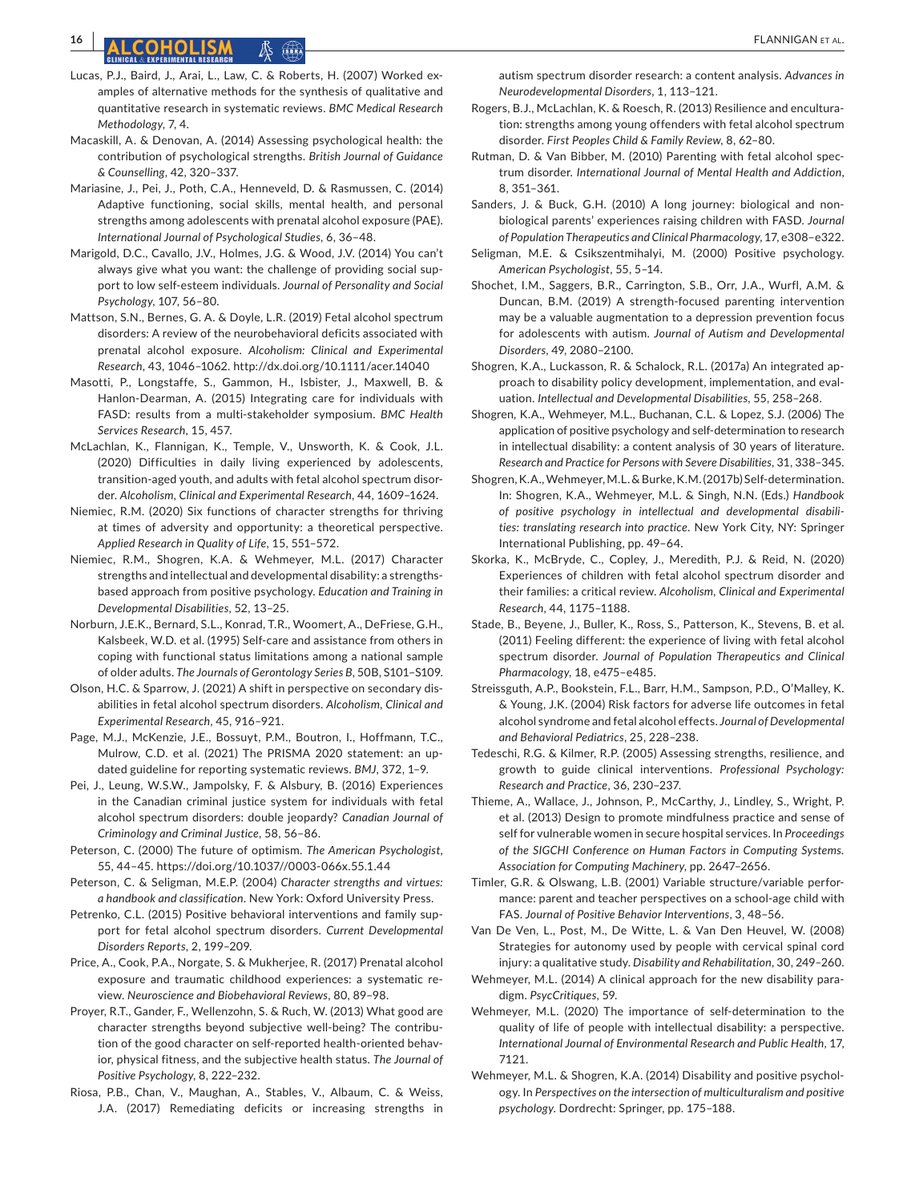Lucas, P.J., Baird, J., Arai, L., Law, C. & Roberts, H. (2007) Worked examples of alternative methods for the synthesis of qualitative and quantitative research in systematic reviews. *BMC Medical Research Methodology*, 7, 4.

Macaskill, A. & Denovan, A. (2014) Assessing psychological health: the contribution of psychological strengths. *British Journal of Guidance & Counselling*, 42, 320–337.

Mariasine, J., Pei, J., Poth, C.A., Henneveld, D. & Rasmussen, C. (2014) Adaptive functioning, social skills, mental health, and personal strengths among adolescents with prenatal alcohol exposure (PAE). *International Journal of Psychological Studies*, 6, 36–48.

Marigold, D.C., Cavallo, J.V., Holmes, J.G. & Wood, J.V. (2014) You can't always give what you want: the challenge of providing social support to low self-esteem individuals. *Journal of Personality and Social Psychology*, 107, 56–80.

Mattson, S.N., Bernes, G. A. & Doyle, L.R. (2019) Fetal alcohol spectrum disorders: A review of the neurobehavioral deficits associated with prenatal alcohol exposure. *Alcoholism: Clinical and Experimental Research*, 43, 1046–1062. http://dx.doi.org/10.1111/acer.14040

Masotti, P., Longstaffe, S., Gammon, H., Isbister, J., Maxwell, B. & Hanlon-Dearman, A. (2015) Integrating care for individuals with FASD: results from a multi-stakeholder symposium. *BMC Health Services Research*, 15, 457.

McLachlan, K., Flannigan, K., Temple, V., Unsworth, K. & Cook, J.L. (2020) Difficulties in daily living experienced by adolescents, transition-aged youth, and adults with fetal alcohol spectrum disorder. *Alcoholism, Clinical and Experimental Research*, 44, 1609–1624.

Niemiec, R.M. (2020) Six functions of character strengths for thriving at times of adversity and opportunity: a theoretical perspective. *Applied Research in Quality of Life*, 15, 551–572.

Niemiec, R.M., Shogren, K.A. & Wehmeyer, M.L. (2017) Character strengths and intellectual and developmental disability: a strengths-based approach from positive psychology. *Education and Training in Developmental Disabilities*, 52, 13–25.

Norburn, J.E.K., Bernard, S.L., Konrad, T.R., Woomert, A., DeFriese, G.H., Kalsbeek, W.D. et al. (1995) Self-care and assistance from others in coping with functional status limitations among a national sample of older adults. *The Journals of Gerontology Series B*, 50B, S101–S109.

Olson, H.C. & Sparrow, J. (2021) A shift in perspective on secondary disabilities in fetal alcohol spectrum disorders. *Alcoholism, Clinical and Experimental Research*, 45, 916–921.

Page, M.J., McKenzie, J.E., Bossuyt, P.M., Boutron, I., Hoffmann, T.C., Mulrow, C.D. et al. (2021) The PRISMA 2020 statement: an updated guideline for reporting systematic reviews. *BMJ*, 372, 1–9.

Pei, J., Leung, W.S.W., Jampolsky, F. & Alsbury, B. (2016) Experiences in the Canadian criminal justice system for individuals with fetal alcohol spectrum disorders: double jeopardy? *Canadian Journal of Criminology and Criminal Justice*, 58, 56–86.

Peterson, C. (2000) The future of optimism. *The American Psychologist*, 55, 44–45. https://doi.org/10.1037//0003-066x.55.1.44

Peterson, C. & Seligman, M.E.P. (2004) *Character strengths and virtues: a handbook and classification*. New York: Oxford University Press.

Petrenko, C.L. (2015) Positive behavioral interventions and family support for fetal alcohol spectrum disorders. *Current Developmental Disorders Reports*, 2, 199–209.

Price, A., Cook, P.A., Norgate, S. & Mukherjee, R. (2017) Prenatal alcohol exposure and traumatic childhood experiences: a systematic review. *Neuroscience and Biobehavioral Reviews*, 80, 89–98.

Proyer, R.T., Gander, F., Wellenzohn, S. & Ruch, W. (2013) What good are character strengths beyond subjective well-being? The contribution of the good character on self-reported health-oriented behavior, physical fitness, and the subjective health status. *The Journal of Positive Psychology*, 8, 222–232.

Riosa, P.B., Chan, V., Maughan, A., Stables, V., Albaum, C. & Weiss, J.A. (2017) Remediating deficits or increasing strengths in autism spectrum disorder research: a content analysis. *Advances in Neurodevelopmental Disorders*, 1, 113–121.

Rogers, B.J., McLachlan, K. & Roesch, R. (2013) Resilience and enculturation: strengths among young offenders with fetal alcohol spectrum disorder. *First Peoples Child & Family Review*, 8, 62–80.

Rutman, D. & Van Bibber, M. (2010) Parenting with fetal alcohol spectrum disorder. *International Journal of Mental Health and Addiction*, 8, 351–361.

Sanders, J. & Buck, G.H. (2010) A long journey: biological and non-biological parents' experiences raising children with FASD. *Journal of Population Therapeutics and Clinical Pharmacology*, 17, e308–e322.

Seligman, M.E. & Csikszentmihalyi, M. (2000) Positive psychology. *American Psychologist*, 55, 5–14.

Shochet, I.M., Saggers, B.R., Carrington, S.B., Orr, J.A., Wurfl, A.M. & Duncan, B.M. (2019) A strength-focused parenting intervention may be a valuable augmentation to a depression prevention focus for adolescents with autism. *Journal of Autism and Developmental Disorders*, 49, 2080–2100.

Shogren, K.A., Luckasson, R. & Schalock, R.L. (2017a) An integrated approach to disability policy development, implementation, and evaluation. *Intellectual and Developmental Disabilities*, 55, 258–268.

Shogren, K.A., Wehmeyer, M.L., Buchanan, C.L. & Lopez, S.J. (2006) The application of positive psychology and self-determination to research in intellectual disability: a content analysis of 30 years of literature. *Research and Practice for Persons with Severe Disabilities*, 31, 338–345.

Shogren, K.A., Wehmeyer, M.L. & Burke, K.M. (2017b) Self-determination. In: Shogren, K.A., Wehmeyer, M.L. & Singh, N.N. (Eds.) *Handbook of positive psychology in intellectual and developmental disabilities: translating research into practice*. New York City, NY: Springer International Publishing, pp. 49–64.

Skorka, K., McBryde, C., Copley, J., Meredith, P.J. & Reid, N. (2020) Experiences of children with fetal alcohol spectrum disorder and their families: a critical review. *Alcoholism, Clinical and Experimental Research*, 44, 1175–1188.

Stade, B., Beyene, J., Buller, K., Ross, S., Patterson, K., Stevens, B. et al. (2011) Feeling different: the experience of living with fetal alcohol spectrum disorder. *Journal of Population Therapeutics and Clinical Pharmacology*, 18, e475–e485.

Streissguth, A.P., Bookstein, F.L., Barr, H.M., Sampson, P.D., O'Malley, K. & Young, J.K. (2004) Risk factors for adverse life outcomes in fetal alcohol syndrome and fetal alcohol effects. *Journal of Developmental and Behavioral Pediatrics*, 25, 228–238.

Tedeschi, R.G. & Kilmer, R.P. (2005) Assessing strengths, resilience, and growth to guide clinical interventions. *Professional Psychology: Research and Practice*, 36, 230–237.

Thieme, A., Wallace, J., Johnson, P., McCarthy, J., Lindley, S., Wright, P. et al. (2013) Design to promote mindfulness practice and sense of self for vulnerable women in secure hospital services. In *Proceedings of the SIGCHI Conference on Human Factors in Computing Systems. Association for Computing Machinery*, pp. 2647–2656.

Timler, G.R. & Olswang, L.B. (2001) Variable structure/variable performance: parent and teacher perspectives on a school-age child with FAS. *Journal of Positive Behavior Interventions*, 3, 48–56.

Van De Ven, L., Post, M., De Witte, L. & Van Den Heuvel, W. (2008) Strategies for autonomy used by people with cervical spinal cord injury: a qualitative study. *Disability and Rehabilitation*, 30, 249–260.

Wehmeyer, M.L. (2014) A clinical approach for the new disability paradigm. *PsycCritiques*, 59.

Wehmeyer, M.L. (2020) The importance of self-determination to the quality of life of people with intellectual disability: a perspective. *International Journal of Environmental Research and Public Health*, 17, 7121.

Wehmeyer, M.L. & Shogren, K.A. (2014) Disability and positive psychology. In *Perspectives on the intersection of multiculturalism and positive psychology*. Dordrecht: Springer, pp. 175–188.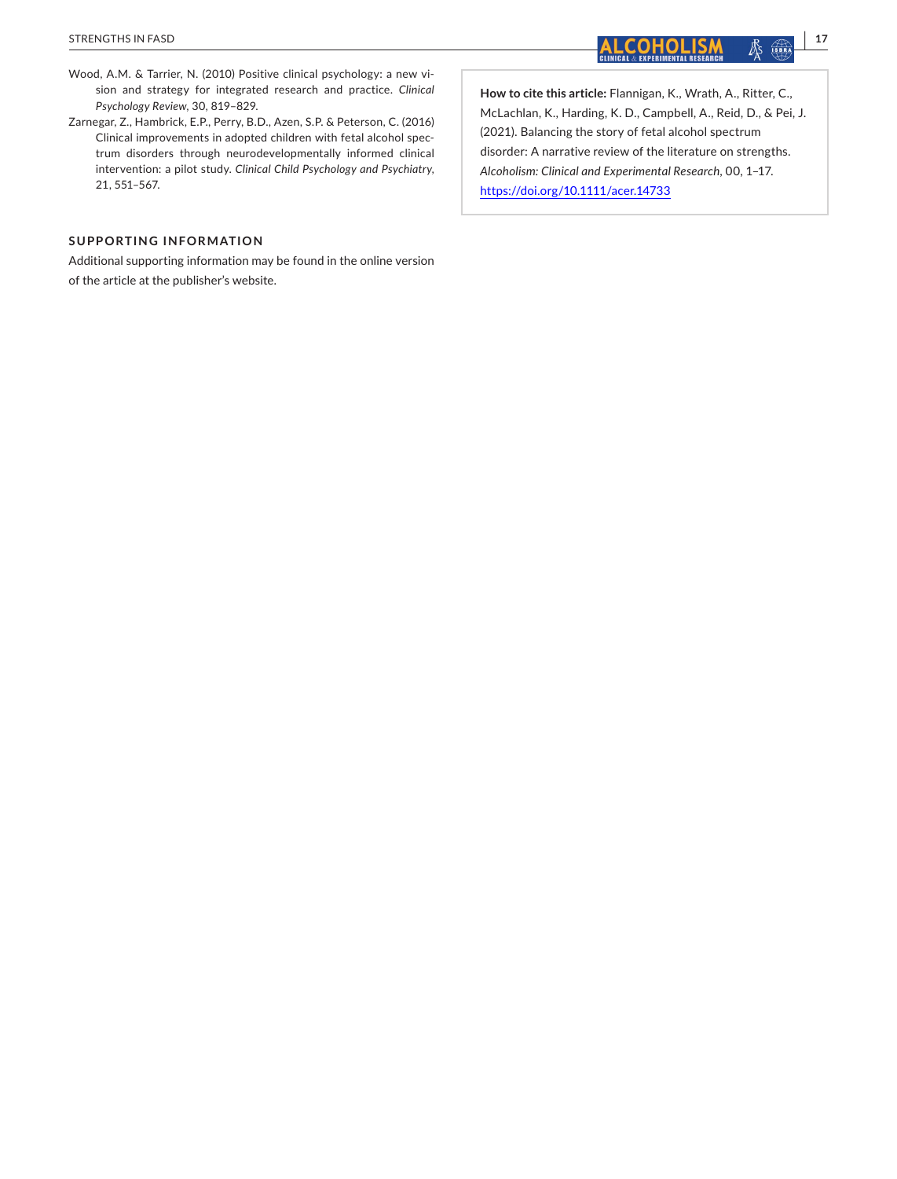Wood, A.M. & Tarrier, N. (2010) Positive clinical psychology: a new vision and strategy for integrated research and practice. *Clinical Psychology Review*, 30, 819–829.

Zarnegar, Z., Hambrick, E.P., Perry, B.D., Azen, S.P. & Peterson, C. (2016) Clinical improvements in adopted children with fetal alcohol spectrum disorders through neurodevelopmentally informed clinical intervention: a pilot study. *Clinical Child Psychology and Psychiatry*, 21, 551–567.

## SUPPORTING INFORMATION

Additional supporting information may be found in the online version of the article at the publisher's website.

**How to cite this article:** Flannigan, K., Wrath, A., Ritter, C., McLachlan, K., Harding, K. D., Campbell, A., Reid, D., & Pei, J. (2021). Balancing the story of fetal alcohol spectrum disorder: A narrative review of the literature on strengths. *Alcoholism: Clinical and Experimental Research*, 00, 1–17. https://doi.org/10.1111/acer.14733